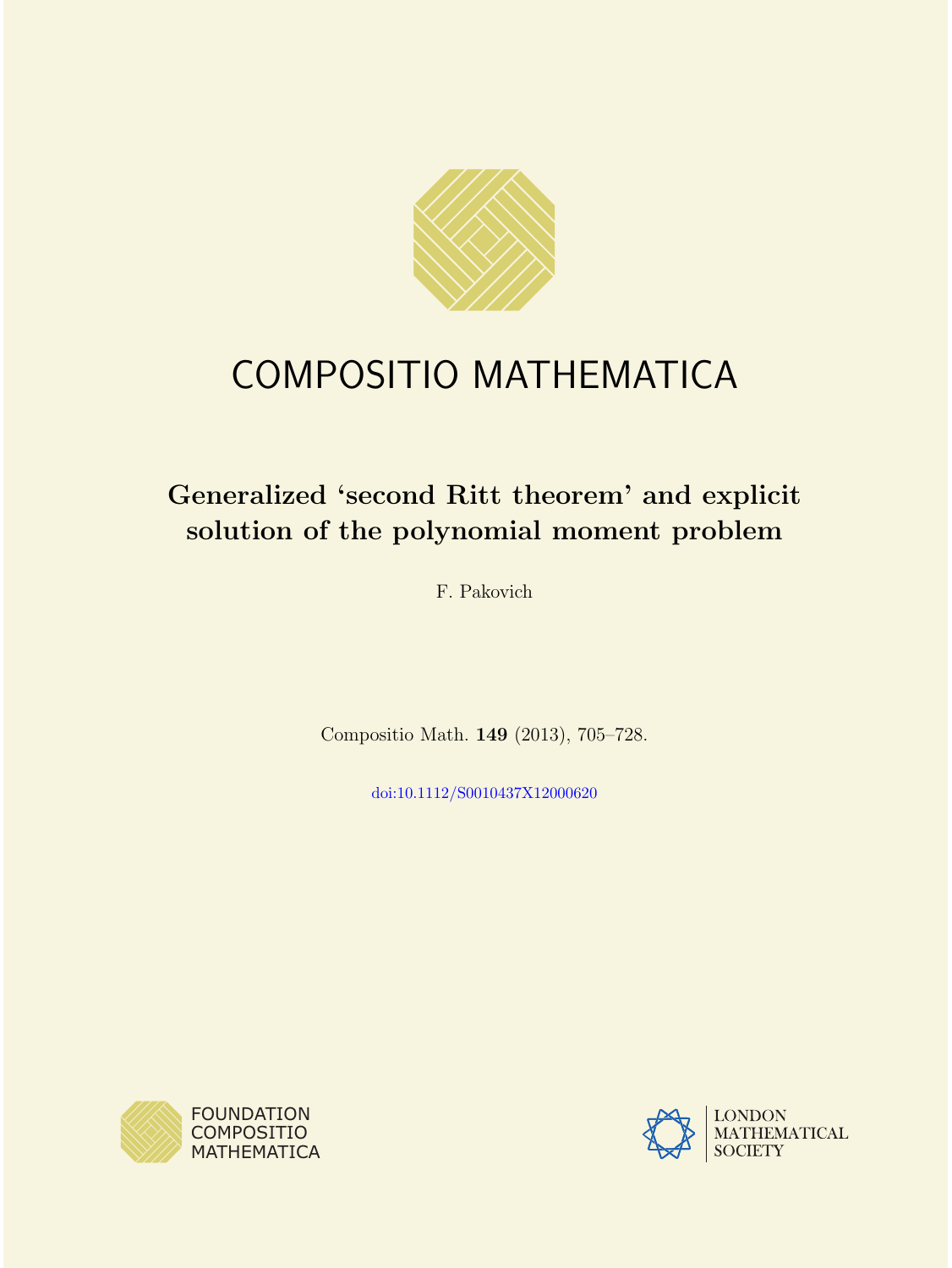# COMPOSITIO MATHEMATICA

## Generalized 'second Ritt theorem' and explicit solution of the polynomial moment problem

F. Pakovich

Compositio Math. **149** (2013), 705–728.

doi:10.1112/S0010437X12000620

FOUNDATION COMPOSITIO MATHEMATICA

LONDON MATHEMATICAL SOCIETY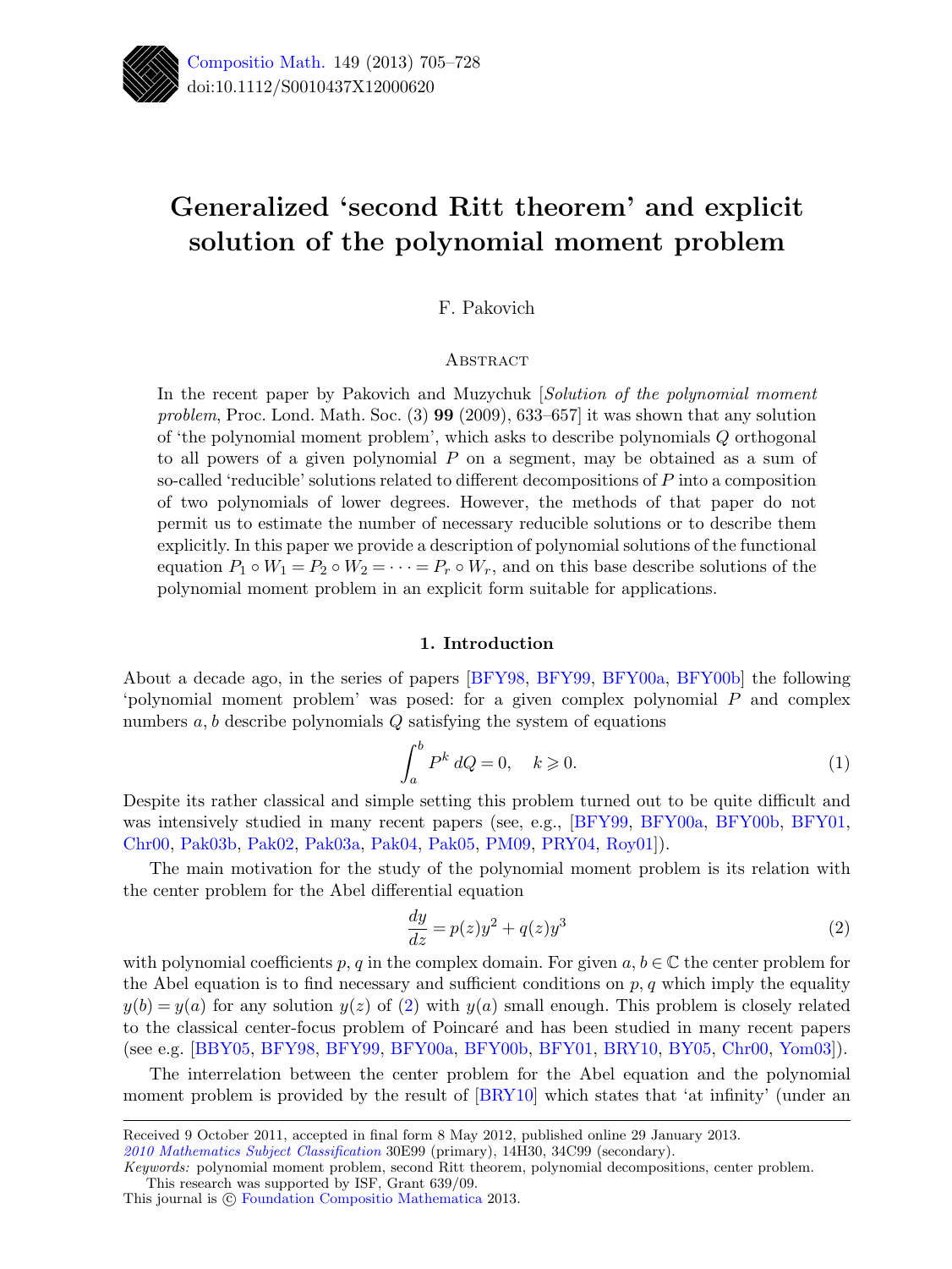# Generalized 'second Ritt theorem' and explicit solution of the polynomial moment problem

F. Pakovich

## Abstract

In the recent paper by Pakovich and Muzychuk [*Solution of the polynomial moment problem*, Proc. Lond. Math. Soc. (3) **99** (2009), 633–657] it was shown that any solution of 'the polynomial moment problem', which asks to describe polynomials $Q$ orthogonal to all powers of a given polynomial $P$ on a segment, may be obtained as a sum of so-called 'reducible' solutions related to different decompositions of $P$ into a composition of two polynomials of lower degrees. However, the methods of that paper do not permit us to estimate the number of necessary reducible solutions or to describe them explicitly. In this paper we provide a description of polynomial solutions of the functional equation $P_1 \circ W_1 = P_2 \circ W_2 = \cdots = P_r \circ W_r$, and on this base describe solutions of the polynomial moment problem in an explicit form suitable for applications.

## 1. Introduction

About a decade ago, in the series of papers [BFY98, BFY99, BFY00a, BFY00b] the following 'polynomial moment problem' was posed: for a given complex polynomial $P$ and complex numbers $a, b$ describe polynomials $Q$ satisfying the system of equations

$$\int_a^b P^k \, dQ = 0, \quad k \geqslant 0. \tag{1}$$

Despite its rather classical and simple setting this problem turned out to be quite difficult and was intensively studied in many recent papers (see, e.g., [BFY99, BFY00a, BFY00b, BFY01, Chr00, Pak03b, Pak02, Pak03a, Pak04, Pak05, PM09, PRY04, Roy01]).

The main motivation for the study of the polynomial moment problem is its relation with the center problem for the Abel differential equation

$$\frac{dy}{dz} = p(z)y^2 + q(z)y^3 \tag{2}$$

with polynomial coefficients $p, q$ in the complex domain. For given $a, b \in \mathbb{C}$ the center problem for the Abel equation is to find necessary and sufficient conditions on $p, q$ which imply the equality $y(b) = y(a)$ for any solution $y(z)$ of (2) with $y(a)$ small enough. This problem is closely related to the classical center-focus problem of Poincaré and has been studied in many recent papers (see e.g. [BBY05, BFY98, BFY99, BFY00a, BFY00b, BFY01, BRY10, BY05, Chr00, Yom03]).

The interrelation between the center problem for the Abel equation and the polynomial moment problem is provided by the result of [BRY10] which states that 'at infinity' (under an

---

Received 9 October 2011, accepted in final form 8 May 2012, published online 29 January 2013.
*2010 Mathematics Subject Classification* 30E99 (primary), 14H30, 34C99 (secondary).
*Keywords:* polynomial moment problem, second Ritt theorem, polynomial decompositions, center problem.
This research was supported by ISF, Grant 639/09.
This journal is © Foundation Compositio Mathematica 2013.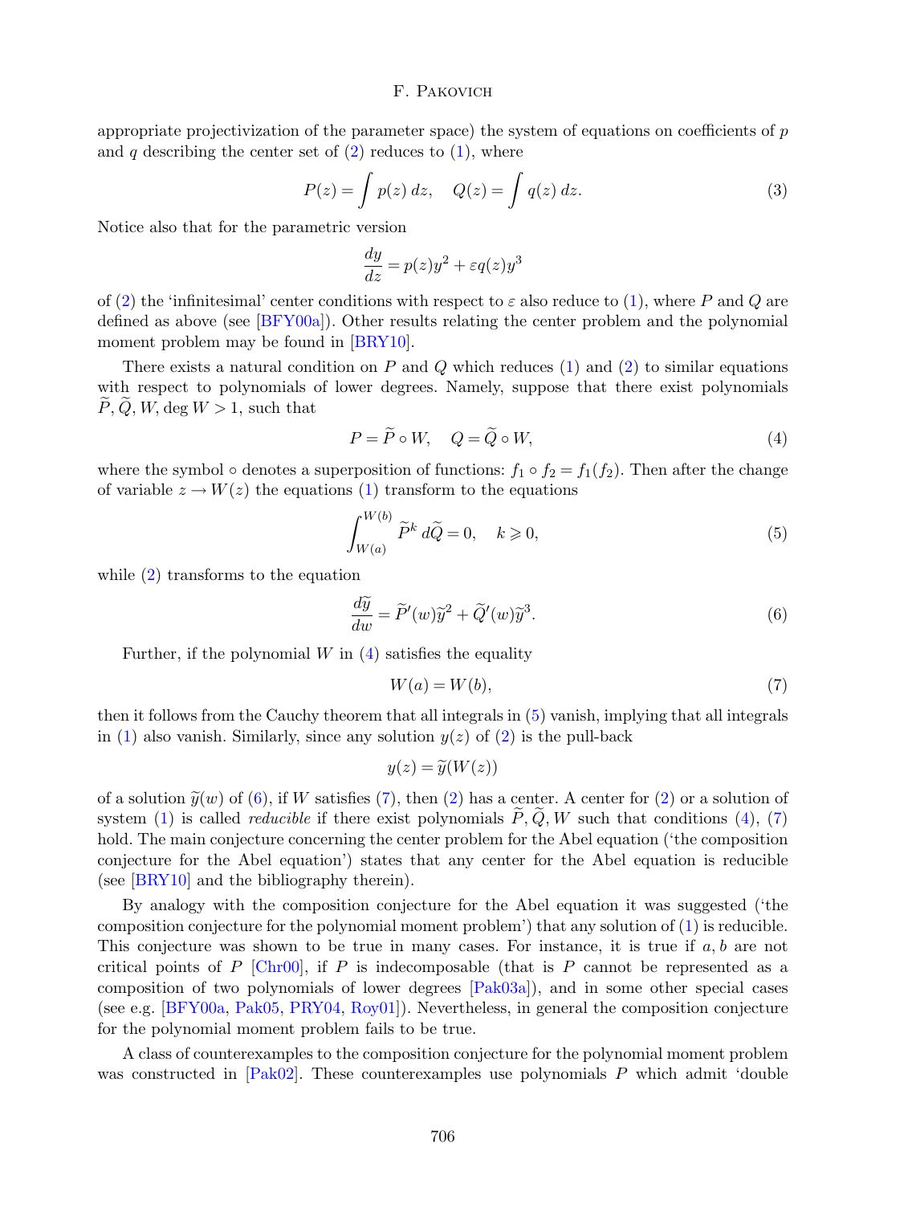appropriate projectivization of the parameter space) the system of equations on coefficients of $p$ and $q$ describing the center set of (2) reduces to (1), where

$$P(z) = \int p(z)\,dz, \quad Q(z) = \int q(z)\,dz. \tag{3}$$

Notice also that for the parametric version

$$\frac{dy}{dz} = p(z)y^2 + \varepsilon q(z)y^3$$

of (2) the 'infinitesimal' center conditions with respect to $\varepsilon$ also reduce to (1), where $P$ and $Q$ are defined as above (see [BFY00a]). Other results relating the center problem and the polynomial moment problem may be found in [BRY10].

There exists a natural condition on $P$ and $Q$ which reduces (1) and (2) to similar equations with respect to polynomials of lower degrees. Namely, suppose that there exist polynomials $\widetilde{P}, \widetilde{Q}, W, \deg W > 1$, such that

$$P = \widetilde{P} \circ W, \quad Q = \widetilde{Q} \circ W, \tag{4}$$

where the symbol $\circ$ denotes a superposition of functions: $f_1 \circ f_2 = f_1(f_2)$. Then after the change of variable $z \to W(z)$ the equations (1) transform to the equations

$$\int_{W(a)}^{W(b)} \widetilde{P}^k \, d\widetilde{Q} = 0, \quad k \geqslant 0, \tag{5}$$

while (2) transforms to the equation

$$\frac{d\widetilde{y}}{dw} = \widetilde{P}'(w)\widetilde{y}^2 + \widetilde{Q}'(w)\widetilde{y}^3. \tag{6}$$

Further, if the polynomial $W$ in (4) satisfies the equality

$$W(a) = W(b), \tag{7}$$

then it follows from the Cauchy theorem that all integrals in (5) vanish, implying that all integrals in (1) also vanish. Similarly, since any solution $y(z)$ of (2) is the pull-back

$$y(z) = \widetilde{y}(W(z))$$

of a solution $\widetilde{y}(w)$ of (6), if $W$ satisfies (7), then (2) has a center. A center for (2) or a solution of system (1) is called *reducible* if there exist polynomials $\widetilde{P}, \widetilde{Q}, W$ such that conditions (4), (7) hold. The main conjecture concerning the center problem for the Abel equation ('the composition conjecture for the Abel equation') states that any center for the Abel equation is reducible (see [BRY10] and the bibliography therein).

By analogy with the composition conjecture for the Abel equation it was suggested ('the composition conjecture for the polynomial moment problem') that any solution of (1) is reducible. This conjecture was shown to be true in many cases. For instance, it is true if $a, b$ are not critical points of $P$ [Chr00], if $P$ is indecomposable (that is $P$ cannot be represented as a composition of two polynomials of lower degrees [Pak03a]), and in some other special cases (see e.g. [BFY00a, Pak05, PRY04, Roy01]). Nevertheless, in general the composition conjecture for the polynomial moment problem fails to be true.

A class of counterexamples to the composition conjecture for the polynomial moment problem was constructed in [Pak02]. These counterexamples use polynomials $P$ which admit 'double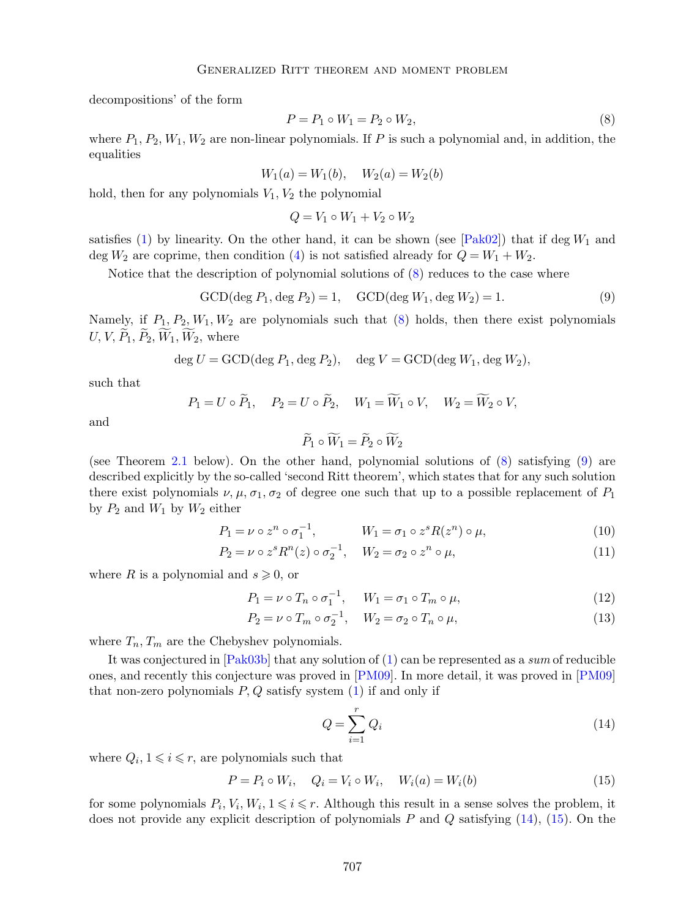decompositions' of the form

$$P = P_1 \circ W_1 = P_2 \circ W_2, \tag{8}$$

where $P_1, P_2, W_1, W_2$ are non-linear polynomials. If $P$ is such a polynomial and, in addition, the equalities

$$W_1(a) = W_1(b), \quad W_2(a) = W_2(b)$$

hold, then for any polynomials $V_1, V_2$ the polynomial

$$Q = V_1 \circ W_1 + V_2 \circ W_2$$

satisfies (1) by linearity. On the other hand, it can be shown (see [Pak02]) that if $\deg W_1$ and $\deg W_2$ are coprime, then condition (4) is not satisfied already for $Q = W_1 + W_2$.

Notice that the description of polynomial solutions of (8) reduces to the case where

$$\operatorname{GCD}(\deg P_1, \deg P_2) = 1, \quad \operatorname{GCD}(\deg W_1, \deg W_2) = 1. \tag{9}$$

Namely, if $P_1, P_2, W_1, W_2$ are polynomials such that (8) holds, then there exist polynomials $U, V, \widetilde{P}_1, \widetilde{P}_2, \widetilde{W}_1, \widetilde{W}_2$, where

$$\deg U = \operatorname{GCD}(\deg P_1, \deg P_2), \quad \deg V = \operatorname{GCD}(\deg W_1, \deg W_2),$$

such that

$$P_1 = U \circ \widetilde{P}_1, \quad P_2 = U \circ \widetilde{P}_2, \quad W_1 = \widetilde{W}_1 \circ V, \quad W_2 = \widetilde{W}_2 \circ V,$$

and

$$\widetilde{P}_1 \circ \widetilde{W}_1 = \widetilde{P}_2 \circ \widetilde{W}_2$$

(see Theorem 2.1 below). On the other hand, polynomial solutions of (8) satisfying (9) are described explicitly by the so-called 'second Ritt theorem', which states that for any such solution there exist polynomials $\nu, \mu, \sigma_1, \sigma_2$ of degree one such that up to a possible replacement of $P_1$ by $P_2$ and $W_1$ by $W_2$ either

$$P_1 = \nu \circ z^n \circ \sigma_1^{-1}, \qquad W_1 = \sigma_1 \circ z^s R(z^n) \circ \mu, \tag{10}$$

$$P_2 = \nu \circ z^s R^n(z) \circ \sigma_2^{-1}, \quad W_2 = \sigma_2 \circ z^n \circ \mu, \tag{11}$$

where $R$ is a polynomial and $s \geqslant 0$, or

$$P_1 = \nu \circ T_n \circ \sigma_1^{-1}, \quad W_1 = \sigma_1 \circ T_m \circ \mu, \tag{12}$$

$$P_2 = \nu \circ T_m \circ \sigma_2^{-1}, \quad W_2 = \sigma_2 \circ T_n \circ \mu, \tag{13}$$

where $T_n, T_m$ are the Chebyshev polynomials.

It was conjectured in [Pak03b] that any solution of (1) can be represented as a *sum* of reducible ones, and recently this conjecture was proved in [PM09]. In more detail, it was proved in [PM09] that non-zero polynomials $P, Q$ satisfy system (1) if and only if

$$Q = \sum_{i=1}^{r} Q_i \tag{14}$$

where $Q_i$, $1 \leqslant i \leqslant r$, are polynomials such that

$$P = P_i \circ W_i, \quad Q_i = V_i \circ W_i, \quad W_i(a) = W_i(b) \tag{15}$$

for some polynomials $P_i, V_i, W_i$, $1 \leqslant i \leqslant r$. Although this result in a sense solves the problem, it does not provide any explicit description of polynomials $P$ and $Q$ satisfying (14), (15). On the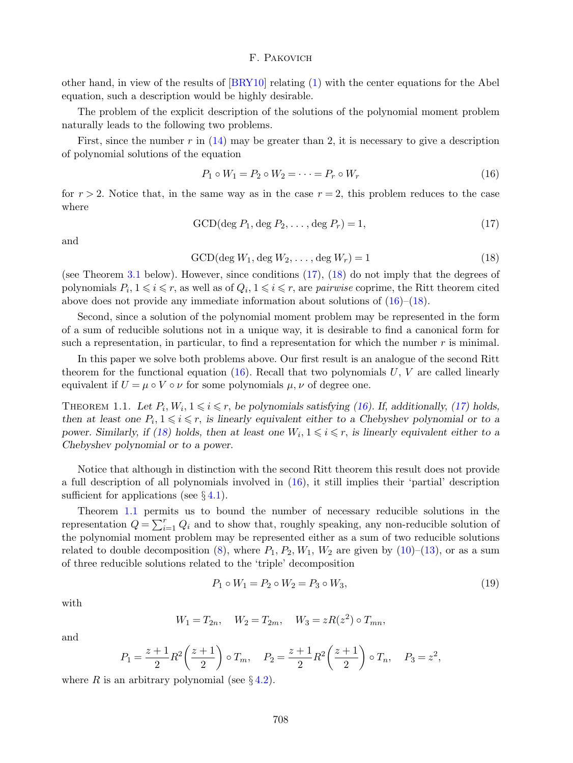other hand, in view of the results of [BRY10] relating (1) with the center equations for the Abel equation, such a description would be highly desirable.

The problem of the explicit description of the solutions of the polynomial moment problem naturally leads to the following two problems.

First, since the number $r$ in (14) may be greater than 2, it is necessary to give a description of polynomial solutions of the equation

$$P_1 \circ W_1 = P_2 \circ W_2 = \cdots = P_r \circ W_r \tag{16}$$

for $r > 2$. Notice that, in the same way as in the case $r = 2$, this problem reduces to the case where

$$\mathrm{GCD}(\deg P_1, \deg P_2, \ldots, \deg P_r) = 1, \tag{17}$$

and

$$\mathrm{GCD}(\deg W_1, \deg W_2, \ldots, \deg W_r) = 1 \tag{18}$$

(see Theorem 3.1 below). However, since conditions (17), (18) do not imply that the degrees of polynomials $P_i, 1 \leqslant i \leqslant r$, as well as of $Q_i, 1 \leqslant i \leqslant r$, are *pairwise* coprime, the Ritt theorem cited above does not provide any immediate information about solutions of (16)–(18).

Second, since a solution of the polynomial moment problem may be represented in the form of a sum of reducible solutions not in a unique way, it is desirable to find a canonical form for such a representation, in particular, to find a representation for which the number $r$ is minimal.

In this paper we solve both problems above. Our first result is an analogue of the second Ritt theorem for the functional equation (16). Recall that two polynomials $U$, $V$ are called linearly equivalent if $U = \mu \circ V \circ \nu$ for some polynomials $\mu, \nu$ of degree one.

THEOREM 1.1. *Let $P_i, W_i, 1 \leqslant i \leqslant r$, be polynomials satisfying (16). If, additionally, (17) holds, then at least one $P_i, 1 \leqslant i \leqslant r$, is linearly equivalent either to a Chebyshev polynomial or to a power. Similarly, if (18) holds, then at least one $W_i, 1 \leqslant i \leqslant r$, is linearly equivalent either to a Chebyshev polynomial or to a power.*

Notice that although in distinction with the second Ritt theorem this result does not provide a full description of all polynomials involved in (16), it still implies their 'partial' description sufficient for applications (see § 4.1).

Theorem 1.1 permits us to bound the number of necessary reducible solutions in the representation $Q = \sum_{i=1}^{r} Q_i$ and to show that, roughly speaking, any non-reducible solution of the polynomial moment problem may be represented either as a sum of two reducible solutions related to double decomposition (8), where $P_1, P_2, W_1, W_2$ are given by (10)–(13), or as a sum of three reducible solutions related to the 'triple' decomposition

$$P_1 \circ W_1 = P_2 \circ W_2 = P_3 \circ W_3, \tag{19}$$

with

$$W_1 = T_{2n}, \quad W_2 = T_{2m}, \quad W_3 = zR(z^2) \circ T_{mn},$$

and

$$P_1 = \frac{z+1}{2} R^2\left(\frac{z+1}{2}\right) \circ T_m, \quad P_2 = \frac{z+1}{2} R^2\left(\frac{z+1}{2}\right) \circ T_n, \quad P_3 = z^2,$$

where $R$ is an arbitrary polynomial (see § 4.2).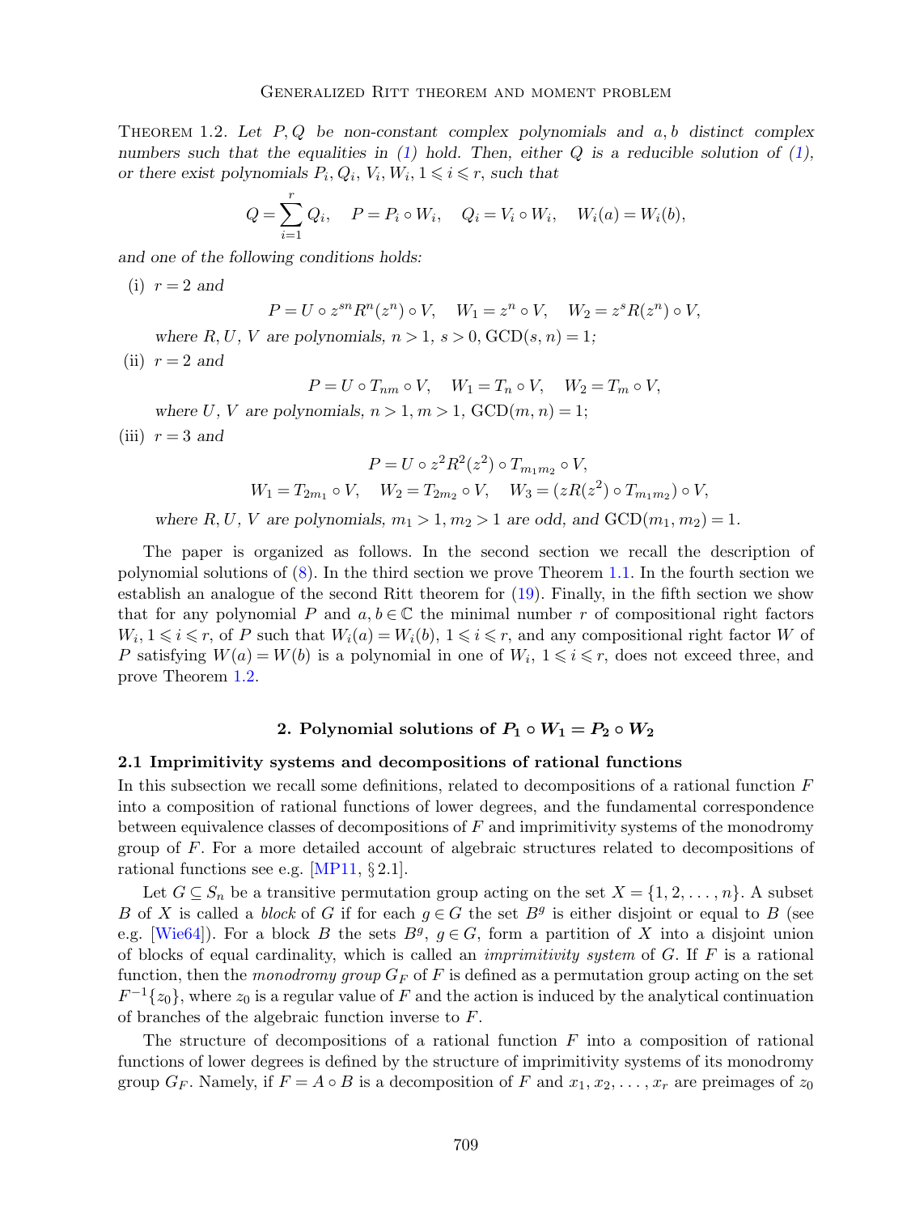Theorem 1.2. *Let $P, Q$ be non-constant complex polynomials and $a, b$ distinct complex numbers such that the equalities in (1) hold. Then, either $Q$ is a reducible solution of (1), or there exist polynomials $P_i, Q_i, V_i, W_i$, $1 \leqslant i \leqslant r$, such that*

$$Q = \sum_{i=1}^{r} Q_i, \quad P = P_i \circ W_i, \quad Q_i = V_i \circ W_i, \quad W_i(a) = W_i(b),$$

*and one of the following conditions holds:*

(i) *$r = 2$ and*

$$P = U \circ z^{sn} R^n(z^n) \circ V, \quad W_1 = z^n \circ V, \quad W_2 = z^s R(z^n) \circ V,$$

*where $R, U, V$ are polynomials, $n > 1$, $s > 0$, $\mathrm{GCD}(s, n) = 1$;*

(ii) *$r = 2$ and*

$$P = U \circ T_{nm} \circ V, \quad W_1 = T_n \circ V, \quad W_2 = T_m \circ V,$$

*where $U, V$ are polynomials, $n > 1, m > 1$, $\mathrm{GCD}(m, n) = 1$;*

(iii) *$r = 3$ and*

$$P = U \circ z^2 R^2(z^2) \circ T_{m_1 m_2} \circ V,$$

$$W_1 = T_{2m_1} \circ V, \quad W_2 = T_{2m_2} \circ V, \quad W_3 = (zR(z^2) \circ T_{m_1 m_2}) \circ V,$$

*where $R, U, V$ are polynomials, $m_1 > 1, m_2 > 1$ are odd, and $\mathrm{GCD}(m_1, m_2) = 1$.*

The paper is organized as follows. In the second section we recall the description of polynomial solutions of (8). In the third section we prove Theorem 1.1. In the fourth section we establish an analogue of the second Ritt theorem for (19). Finally, in the fifth section we show that for any polynomial $P$ and $a, b \in \mathbb{C}$ the minimal number $r$ of compositional right factors $W_i$, $1 \leqslant i \leqslant r$, of $P$ such that $W_i(a) = W_i(b)$, $1 \leqslant i \leqslant r$, and any compositional right factor $W$ of $P$ satisfying $W(a) = W(b)$ is a polynomial in one of $W_i$, $1 \leqslant i \leqslant r$, does not exceed three, and prove Theorem 1.2.

## 2. Polynomial solutions of $P_1 \circ W_1 = P_2 \circ W_2$

### 2.1 Imprimitivity systems and decompositions of rational functions

In this subsection we recall some definitions, related to decompositions of a rational function $F$ into a composition of rational functions of lower degrees, and the fundamental correspondence between equivalence classes of decompositions of $F$ and imprimitivity systems of the monodromy group of $F$. For a more detailed account of algebraic structures related to decompositions of rational functions see e.g. [MP11, § 2.1].

Let $G \subseteq S_n$ be a transitive permutation group acting on the set $X = \{1, 2, \ldots, n\}$. A subset $B$ of $X$ is called a *block* of $G$ if for each $g \in G$ the set $B^g$ is either disjoint or equal to $B$ (see e.g. [Wie64]). For a block $B$ the sets $B^g$, $g \in G$, form a partition of $X$ into a disjoint union of blocks of equal cardinality, which is called an *imprimitivity system* of $G$. If $F$ is a rational function, then the *monodromy group* $G_F$ of $F$ is defined as a permutation group acting on the set $F^{-1}\{z_0\}$, where $z_0$ is a regular value of $F$ and the action is induced by the analytical continuation of branches of the algebraic function inverse to $F$.

The structure of decompositions of a rational function $F$ into a composition of rational functions of lower degrees is defined by the structure of imprimitivity systems of its monodromy group $G_F$. Namely, if $F = A \circ B$ is a decomposition of $F$ and $x_1, x_2, \ldots, x_r$ are preimages of $z_0$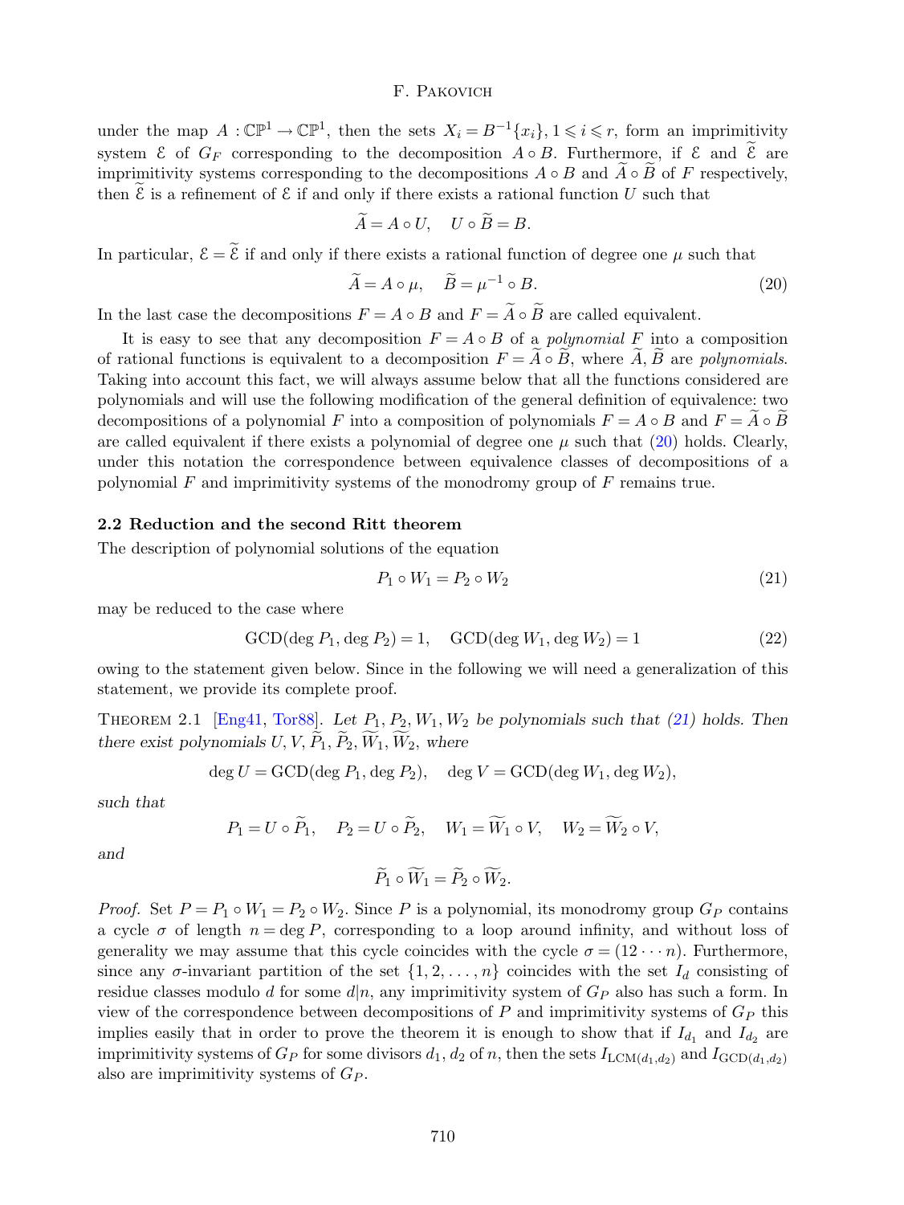under the map $A : \mathbb{CP}^1 \to \mathbb{CP}^1$, then the sets $X_i = B^{-1}\{x_i\}$, $1 \leqslant i \leqslant r$, form an imprimitivity system $\mathcal{E}$ of $G_F$ corresponding to the decomposition $A \circ B$. Furthermore, if $\mathcal{E}$ and $\widetilde{\mathcal{E}}$ are imprimitivity systems corresponding to the decompositions $A \circ B$ and $\widetilde{A} \circ \widetilde{B}$ of $F$ respectively, then $\widetilde{\mathcal{E}}$ is a refinement of $\mathcal{E}$ if and only if there exists a rational function $U$ such that

$$\widetilde{A} = A \circ U, \quad U \circ \widetilde{B} = B.$$

In particular, $\mathcal{E} = \widetilde{\mathcal{E}}$ if and only if there exists a rational function of degree one $\mu$ such that

$$\widetilde{A} = A \circ \mu, \quad \widetilde{B} = \mu^{-1} \circ B. \tag{20}$$

In the last case the decompositions $F = A \circ B$ and $F = \widetilde{A} \circ \widetilde{B}$ are called equivalent.

It is easy to see that any decomposition $F = A \circ B$ of a *polynomial* $F$ into a composition of rational functions is equivalent to a decomposition $F = \widetilde{A} \circ \widetilde{B}$, where $\widetilde{A}, \widetilde{B}$ are *polynomials*. Taking into account this fact, we will always assume below that all the functions considered are polynomials and will use the following modification of the general definition of equivalence: two decompositions of a polynomial $F$ into a composition of polynomials $F = A \circ B$ and $F = \widetilde{A} \circ \widetilde{B}$ are called equivalent if there exists a polynomial of degree one $\mu$ such that (20) holds. Clearly, under this notation the correspondence between equivalence classes of decompositions of a polynomial $F$ and imprimitivity systems of the monodromy group of $F$ remains true.

### 2.2 Reduction and the second Ritt theorem

The description of polynomial solutions of the equation

$$P_1 \circ W_1 = P_2 \circ W_2 \tag{21}$$

may be reduced to the case where

$$\mathrm{GCD}(\deg P_1, \deg P_2) = 1, \quad \mathrm{GCD}(\deg W_1, \deg W_2) = 1 \tag{22}$$

owing to the statement given below. Since in the following we will need a generalization of this statement, we provide its complete proof.

THEOREM 2.1 [Eng41, Tor88]. *Let $P_1, P_2, W_1, W_2$ be polynomials such that (21) holds. Then there exist polynomials $U, V, \widetilde{P}_1, \widetilde{P}_2, \widetilde{W}_1, \widetilde{W}_2$, where*

$$\deg U = \mathrm{GCD}(\deg P_1, \deg P_2), \quad \deg V = \mathrm{GCD}(\deg W_1, \deg W_2),$$

*such that*

$$P_1 = U \circ \widetilde{P}_1, \quad P_2 = U \circ \widetilde{P}_2, \quad W_1 = \widetilde{W}_1 \circ V, \quad W_2 = \widetilde{W}_2 \circ V,$$

*and*

$$\widetilde{P}_1 \circ \widetilde{W}_1 = \widetilde{P}_2 \circ \widetilde{W}_2.$$

*Proof.* Set $P = P_1 \circ W_1 = P_2 \circ W_2$. Since $P$ is a polynomial, its monodromy group $G_P$ contains a cycle $\sigma$ of length $n = \deg P$, corresponding to a loop around infinity, and without loss of generality we may assume that this cycle coincides with the cycle $\sigma = (12 \cdots n)$. Furthermore, since any $\sigma$-invariant partition of the set $\{1, 2, \ldots, n\}$ coincides with the set $I_d$ consisting of residue classes modulo $d$ for some $d|n$, any imprimitivity system of $G_P$ also has such a form. In view of the correspondence between decompositions of $P$ and imprimitivity systems of $G_P$ this implies easily that in order to prove the theorem it is enough to show that if $I_{d_1}$ and $I_{d_2}$ are imprimitivity systems of $G_P$ for some divisors $d_1, d_2$ of $n$, then the sets $I_{\mathrm{LCM}(d_1,d_2)}$ and $I_{\mathrm{GCD}(d_1,d_2)}$ also are imprimitivity systems of $G_P$.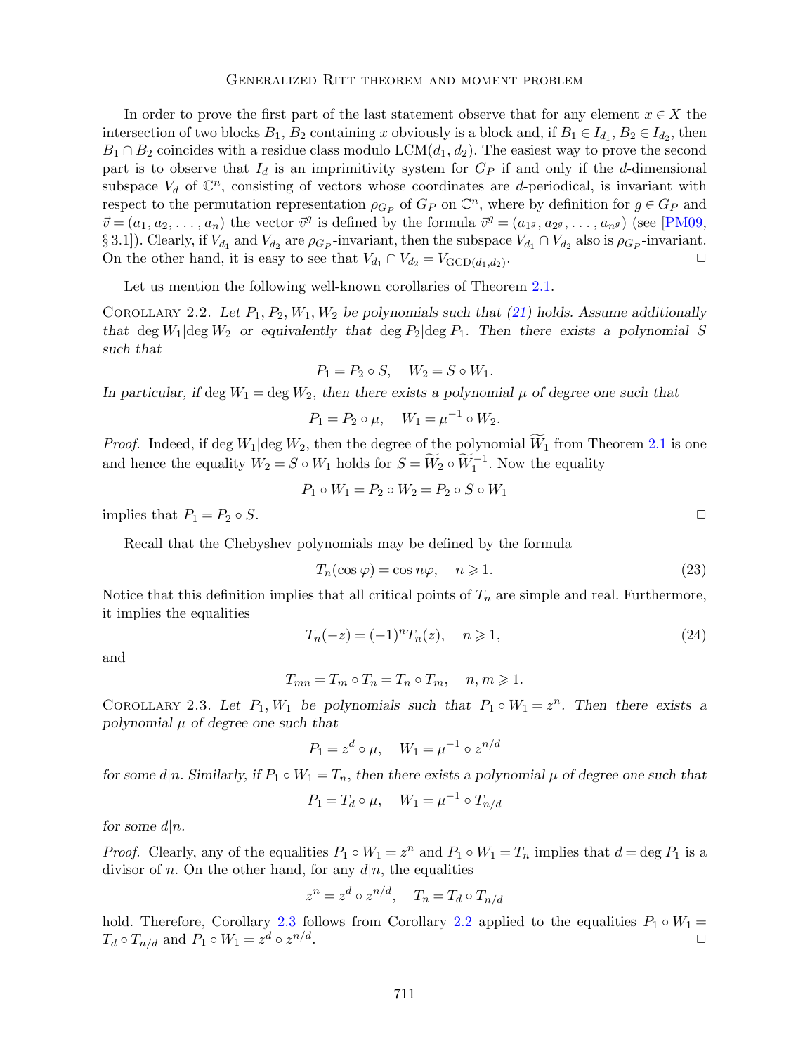In order to prove the first part of the last statement observe that for any element $x \in X$ the intersection of two blocks $B_1, B_2$ containing $x$ obviously is a block and, if $B_1 \in I_{d_1}$, $B_2 \in I_{d_2}$, then $B_1 \cap B_2$ coincides with a residue class modulo $\mathrm{LCM}(d_1, d_2)$. The easiest way to prove the second part is to observe that $I_d$ is an imprimitivity system for $G_P$ if and only if the $d$-dimensional subspace $V_d$ of $\mathbb{C}^n$, consisting of vectors whose coordinates are $d$-periodical, is invariant with respect to the permutation representation $\rho_{G_P}$ of $G_P$ on $\mathbb{C}^n$, where by definition for $g \in G_P$ and $\vec{v} = (a_1, a_2, \ldots, a_n)$ the vector $\vec{v}^g$ is defined by the formula $\vec{v}^g = (a_{1^g}, a_{2^g}, \ldots, a_{n^g})$ (see [PM09, § 3.1]). Clearly, if $V_{d_1}$ and $V_{d_2}$ are $\rho_{G_P}$-invariant, then the subspace $V_{d_1} \cap V_{d_2}$ also is $\rho_{G_P}$-invariant. On the other hand, it is easy to see that $V_{d_1} \cap V_{d_2} = V_{\mathrm{GCD}(d_1,d_2)}$. □

Let us mention the following well-known corollaries of Theorem 2.1.

Corollary 2.2. *Let $P_1, P_2, W_1, W_2$ be polynomials such that (21) holds. Assume additionally that $\deg W_1 | \deg W_2$ or equivalently that $\deg P_2 | \deg P_1$. Then there exists a polynomial $S$ such that*

$$P_1 = P_2 \circ S, \quad W_2 = S \circ W_1.$$

*In particular, if $\deg W_1 = \deg W_2$, then there exists a polynomial $\mu$ of degree one such that*

$$P_1 = P_2 \circ \mu, \quad W_1 = \mu^{-1} \circ W_2.$$

*Proof.* Indeed, if $\deg W_1 | \deg W_2$, then the degree of the polynomial $\widetilde{W}_1$ from Theorem 2.1 is one and hence the equality $W_2 = S \circ W_1$ holds for $S = \widetilde{W}_2 \circ \widetilde{W}_1^{-1}$. Now the equality

$$P_1 \circ W_1 = P_2 \circ W_2 = P_2 \circ S \circ W_1$$

implies that $P_1 = P_2 \circ S$. □

Recall that the Chebyshev polynomials may be defined by the formula

$$T_n(\cos\varphi) = \cos n\varphi, \quad n \geqslant 1. \tag{23}$$

Notice that this definition implies that all critical points of $T_n$ are simple and real. Furthermore, it implies the equalities

$$T_n(-z) = (-1)^n T_n(z), \quad n \geqslant 1, \tag{24}$$

and

$$T_{mn} = T_m \circ T_n = T_n \circ T_m, \quad n, m \geqslant 1.$$

Corollary 2.3. *Let $P_1, W_1$ be polynomials such that $P_1 \circ W_1 = z^n$. Then there exists a polynomial $\mu$ of degree one such that*

$$P_1 = z^d \circ \mu, \quad W_1 = \mu^{-1} \circ z^{n/d}$$

*for some $d | n$. Similarly, if $P_1 \circ W_1 = T_n$, then there exists a polynomial $\mu$ of degree one such that*

$$P_1 = T_d \circ \mu, \quad W_1 = \mu^{-1} \circ T_{n/d}$$

*for some $d | n$.*

*Proof.* Clearly, any of the equalities $P_1 \circ W_1 = z^n$ and $P_1 \circ W_1 = T_n$ implies that $d = \deg P_1$ is a divisor of $n$. On the other hand, for any $d | n$, the equalities

$$z^n = z^d \circ z^{n/d}, \quad T_n = T_d \circ T_{n/d}$$

hold. Therefore, Corollary 2.3 follows from Corollary 2.2 applied to the equalities $P_1 \circ W_1 = T_d \circ T_{n/d}$ and $P_1 \circ W_1 = z^d \circ z^{n/d}$. □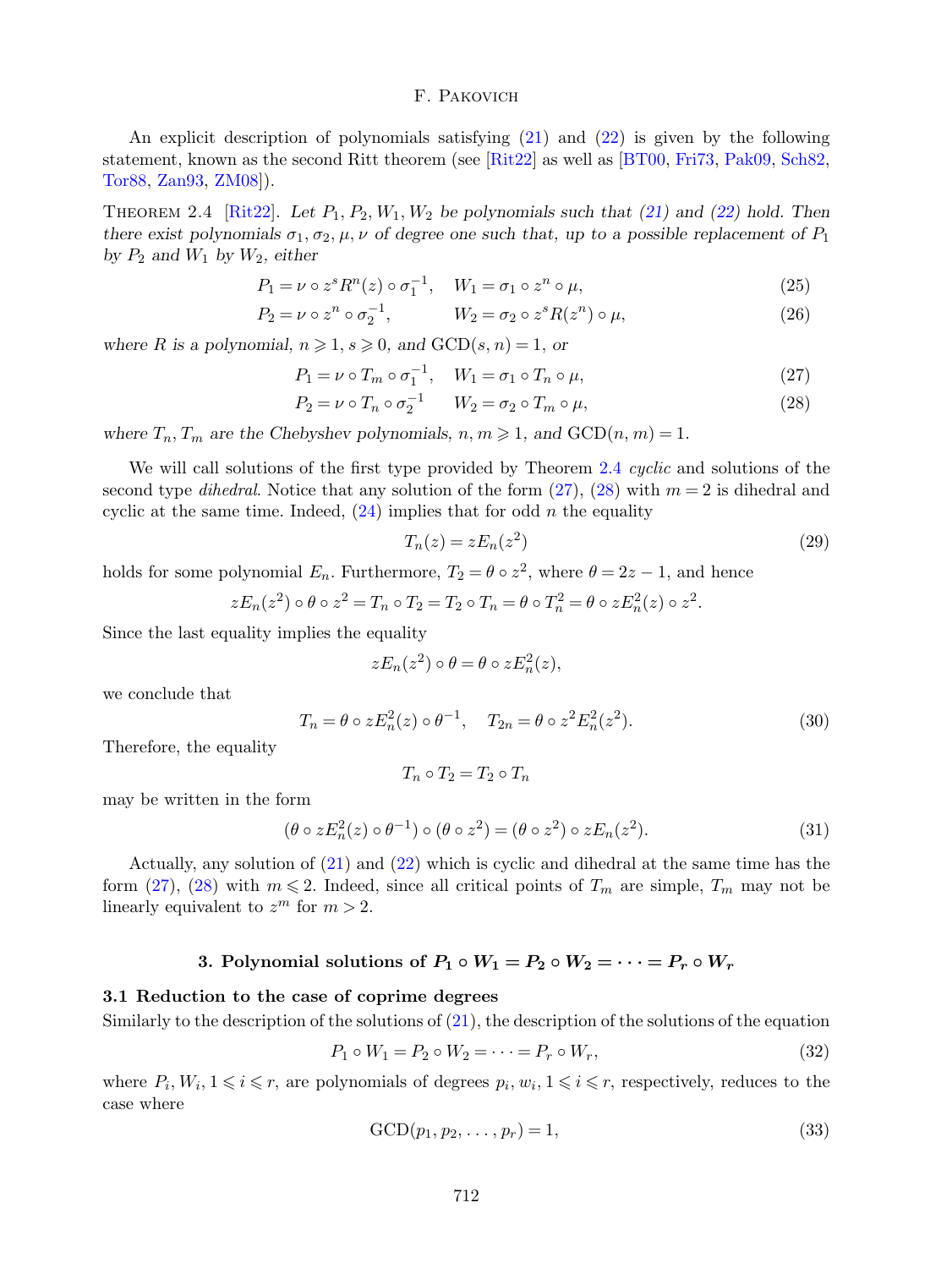An explicit description of polynomials satisfying (21) and (22) is given by the following statement, known as the second Ritt theorem (see [Rit22] as well as [BT00, Fri73, Pak09, Sch82, Tor88, Zan93, ZM08]).

Theorem 2.4 [Rit22]. *Let $P_1, P_2, W_1, W_2$ be polynomials such that (21) and (22) hold. Then there exist polynomials $\sigma_1, \sigma_2, \mu, \nu$ of degree one such that, up to a possible replacement of $P_1$ by $P_2$ and $W_1$ by $W_2$, either*

$$P_1 = \nu \circ z^s R^n(z) \circ \sigma_1^{-1}, \quad W_1 = \sigma_1 \circ z^n \circ \mu, \tag{25}$$

$$P_2 = \nu \circ z^n \circ \sigma_2^{-1}, \qquad W_2 = \sigma_2 \circ z^s R(z^n) \circ \mu, \tag{26}$$

*where $R$ is a polynomial, $n \geqslant 1$, $s \geqslant 0$, and $\mathrm{GCD}(s, n) = 1$, or*

$$P_1 = \nu \circ T_m \circ \sigma_1^{-1}, \quad W_1 = \sigma_1 \circ T_n \circ \mu, \tag{27}$$

$$P_2 = \nu \circ T_n \circ \sigma_2^{-1} \qquad W_2 = \sigma_2 \circ T_m \circ \mu, \tag{28}$$

*where $T_n, T_m$ are the Chebyshev polynomials, $n, m \geqslant 1$, and $\mathrm{GCD}(n, m) = 1$.*

We will call solutions of the first type provided by Theorem 2.4 *cyclic* and solutions of the second type *dihedral*. Notice that any solution of the form (27), (28) with $m = 2$ is dihedral and cyclic at the same time. Indeed, (24) implies that for odd $n$ the equality

$$T_n(z) = zE_n(z^2) \tag{29}$$

holds for some polynomial $E_n$. Furthermore, $T_2 = \theta \circ z^2$, where $\theta = 2z - 1$, and hence

$$zE_n(z^2) \circ \theta \circ z^2 = T_n \circ T_2 = T_2 \circ T_n = \theta \circ T_n^2 = \theta \circ zE_n^2(z) \circ z^2.$$

Since the last equality implies the equality

$$zE_n(z^2) \circ \theta = \theta \circ zE_n^2(z),$$

we conclude that

$$T_n = \theta \circ zE_n^2(z) \circ \theta^{-1}, \quad T_{2n} = \theta \circ z^2 E_n^2(z^2). \tag{30}$$

Therefore, the equality

$$T_n \circ T_2 = T_2 \circ T_n$$

may be written in the form

$$(\theta \circ zE_n^2(z) \circ \theta^{-1}) \circ (\theta \circ z^2) = (\theta \circ z^2) \circ zE_n(z^2). \tag{31}$$

Actually, any solution of (21) and (22) which is cyclic and dihedral at the same time has the form (27), (28) with $m \leqslant 2$. Indeed, since all critical points of $T_m$ are simple, $T_m$ may not be linearly equivalent to $z^m$ for $m > 2$.

## 3. Polynomial solutions of $P_1 \circ W_1 = P_2 \circ W_2 = \cdots = P_r \circ W_r$

### 3.1 Reduction to the case of coprime degrees

Similarly to the description of the solutions of (21), the description of the solutions of the equation

$$P_1 \circ W_1 = P_2 \circ W_2 = \cdots = P_r \circ W_r, \tag{32}$$

where $P_i, W_i$, $1 \leqslant i \leqslant r$, are polynomials of degrees $p_i, w_i$, $1 \leqslant i \leqslant r$, respectively, reduces to the case where

$$\mathrm{GCD}(p_1, p_2, \ldots, p_r) = 1, \tag{33}$$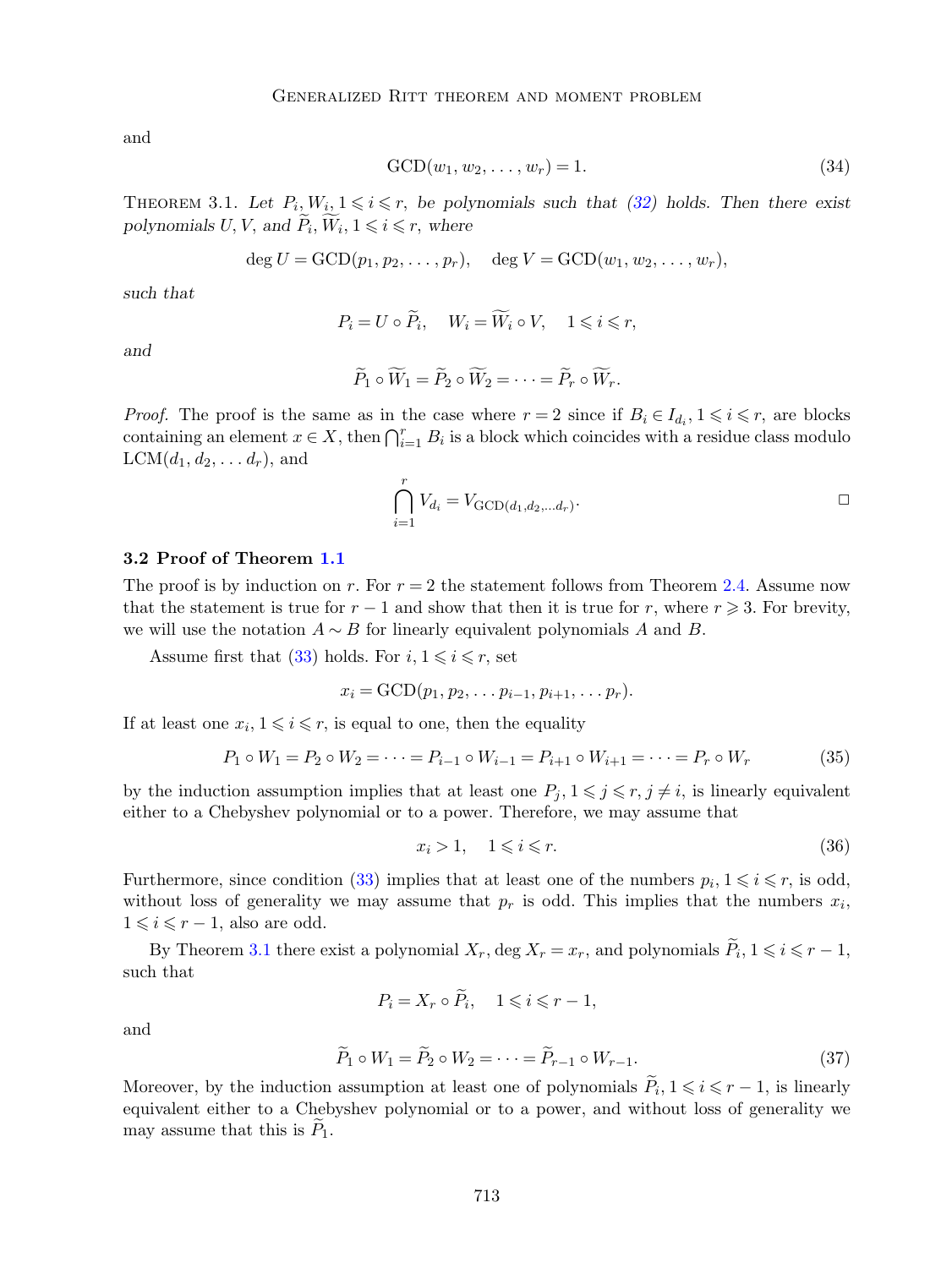and

$$\mathrm{GCD}(w_1, w_2, \ldots, w_r) = 1. \tag{34}$$

Theorem 3.1. *Let $P_i, W_i, 1 \leqslant i \leqslant r$, be polynomials such that (32) holds. Then there exist polynomials $U, V$, and $\widetilde{P}_i, \widetilde{W}_i, 1 \leqslant i \leqslant r$, where*

$$\deg U = \mathrm{GCD}(p_1, p_2, \ldots, p_r), \quad \deg V = \mathrm{GCD}(w_1, w_2, \ldots, w_r),$$

*such that*

$$P_i = U \circ \widetilde{P}_i, \quad W_i = \widetilde{W}_i \circ V, \quad 1 \leqslant i \leqslant r,$$

*and*

$$\widetilde{P}_1 \circ \widetilde{W}_1 = \widetilde{P}_2 \circ \widetilde{W}_2 = \cdots = \widetilde{P}_r \circ \widetilde{W}_r.$$

*Proof.* The proof is the same as in the case where $r = 2$ since if $B_i \in I_{d_i}, 1 \leqslant i \leqslant r$, are blocks containing an element $x \in X$, then $\bigcap_{i=1}^{r} B_i$ is a block which coincides with a residue class modulo $\mathrm{LCM}(d_1, d_2, \ldots d_r)$, and

$$\bigcap_{i=1}^{r} V_{d_i} = V_{\mathrm{GCD}(d_1, d_2, \ldots d_r)}. \qquad \square$$

### 3.2 Proof of Theorem 1.1

The proof is by induction on $r$. For $r = 2$ the statement follows from Theorem 2.4. Assume now that the statement is true for $r - 1$ and show that then it is true for $r$, where $r \geqslant 3$. For brevity, we will use the notation $A \sim B$ for linearly equivalent polynomials $A$ and $B$.

Assume first that (33) holds. For $i, 1 \leqslant i \leqslant r$, set

$$x_i = \mathrm{GCD}(p_1, p_2, \ldots p_{i-1}, p_{i+1}, \ldots p_r).$$

If at least one $x_i, 1 \leqslant i \leqslant r$, is equal to one, then the equality

$$P_1 \circ W_1 = P_2 \circ W_2 = \cdots = P_{i-1} \circ W_{i-1} = P_{i+1} \circ W_{i+1} = \cdots = P_r \circ W_r \tag{35}$$

by the induction assumption implies that at least one $P_j, 1 \leqslant j \leqslant r, j \neq i$, is linearly equivalent either to a Chebyshev polynomial or to a power. Therefore, we may assume that

$$x_i > 1, \quad 1 \leqslant i \leqslant r. \tag{36}$$

Furthermore, since condition (33) implies that at least one of the numbers $p_i, 1 \leqslant i \leqslant r$, is odd, without loss of generality we may assume that $p_r$ is odd. This implies that the numbers $x_i$, $1 \leqslant i \leqslant r - 1$, also are odd.

By Theorem 3.1 there exist a polynomial $X_r$, $\deg X_r = x_r$, and polynomials $\widetilde{P}_i, 1 \leqslant i \leqslant r - 1$, such that

$$P_i = X_r \circ \widetilde{P}_i, \quad 1 \leqslant i \leqslant r - 1,$$

and

$$\widetilde{P}_1 \circ W_1 = \widetilde{P}_2 \circ W_2 = \cdots = \widetilde{P}_{r-1} \circ W_{r-1}. \tag{37}$$

Moreover, by the induction assumption at least one of polynomials $\widetilde{P}_i, 1 \leqslant i \leqslant r - 1$, is linearly equivalent either to a Chebyshev polynomial or to a power, and without loss of generality we may assume that this is $\widetilde{P}_1$.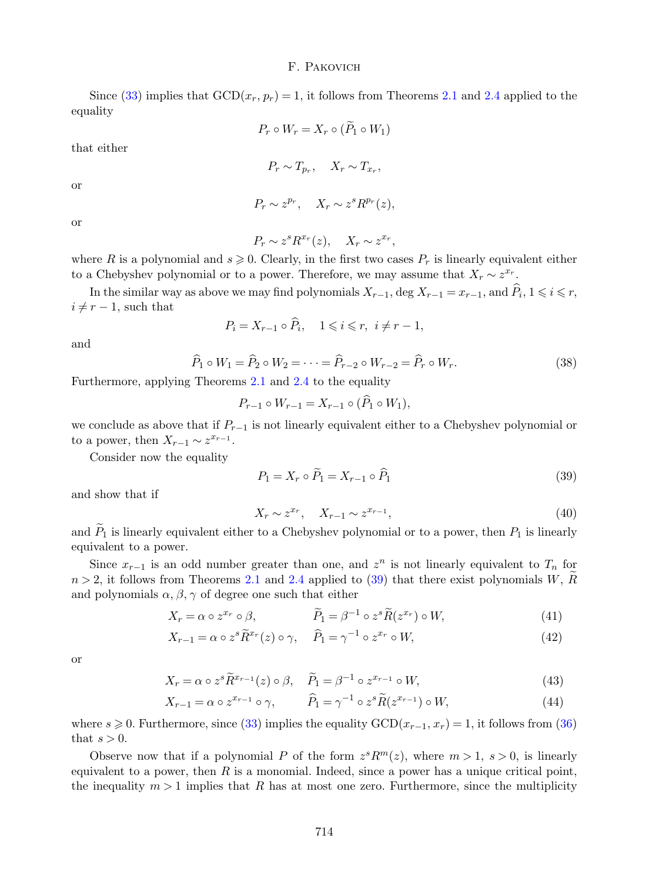Since (33) implies that $\mathrm{GCD}(x_r, p_r) = 1$, it follows from Theorems 2.1 and 2.4 applied to the equality

$$P_r \circ W_r = X_r \circ (\widetilde{P}_1 \circ W_1)$$

that either

$$P_r \sim T_{p_r}, \quad X_r \sim T_{x_r},$$

or

$$P_r \sim z^{p_r}, \quad X_r \sim z^s R^{p_r}(z),$$

or

$$P_r \sim z^s R^{x_r}(z), \quad X_r \sim z^{x_r},$$

where $R$ is a polynomial and $s \geqslant 0$. Clearly, in the first two cases $P_r$ is linearly equivalent either to a Chebyshev polynomial or to a power. Therefore, we may assume that $X_r \sim z^{x_r}$.

In the similar way as above we may find polynomials $X_{r-1}$, $\deg X_{r-1} = x_{r-1}$, and $\widehat{P}_i$, $1 \leqslant i \leqslant r$, $i \neq r-1$, such that

$$P_i = X_{r-1} \circ \widehat{P}_i, \quad 1 \leqslant i \leqslant r, \ i \neq r-1,$$

and

$$\widehat{P}_1 \circ W_1 = \widehat{P}_2 \circ W_2 = \cdots = \widehat{P}_{r-2} \circ W_{r-2} = \widehat{P}_r \circ W_r. \tag{38}$$

Furthermore, applying Theorems 2.1 and 2.4 to the equality

$$P_{r-1} \circ W_{r-1} = X_{r-1} \circ (\widehat{P}_1 \circ W_1),$$

we conclude as above that if $P_{r-1}$ is not linearly equivalent either to a Chebyshev polynomial or to a power, then $X_{r-1} \sim z^{x_{r-1}}$.

Consider now the equality

$$P_1 = X_r \circ \widetilde{P}_1 = X_{r-1} \circ \widehat{P}_1 \tag{39}$$

and show that if

$$X_r \sim z^{x_r}, \quad X_{r-1} \sim z^{x_{r-1}}, \tag{40}$$

and $\widetilde{P}_1$ is linearly equivalent either to a Chebyshev polynomial or to a power, then $P_1$ is linearly equivalent to a power.

Since $x_{r-1}$ is an odd number greater than one, and $z^n$ is not linearly equivalent to $T_n$ for $n > 2$, it follows from Theorems 2.1 and 2.4 applied to (39) that there exist polynomials $W$, $\widetilde{R}$ and polynomials $\alpha, \beta, \gamma$ of degree one such that either

$$X_r = \alpha \circ z^{x_r} \circ \beta, \qquad \widetilde{P}_1 = \beta^{-1} \circ z^s \widetilde{R}(z^{x_r}) \circ W, \tag{41}$$

$$X_{r-1} = \alpha \circ z^s \widetilde{R}^{x_r}(z) \circ \gamma, \quad \widehat{P}_1 = \gamma^{-1} \circ z^{x_r} \circ W, \tag{42}$$

or

$$X_r = \alpha \circ z^s \widetilde{R}^{x_{r-1}}(z) \circ \beta, \quad \widetilde{P}_1 = \beta^{-1} \circ z^{x_{r-1}} \circ W, \tag{43}$$

$$X_{r-1} = \alpha \circ z^{x_{r-1}} \circ \gamma, \qquad \widehat{P}_1 = \gamma^{-1} \circ z^s \widetilde{R}(z^{x_{r-1}}) \circ W, \tag{44}$$

where $s \geqslant 0$. Furthermore, since (33) implies the equality $\mathrm{GCD}(x_{r-1}, x_r) = 1$, it follows from (36) that $s > 0$.

Observe now that if a polynomial $P$ of the form $z^s R^m(z)$, where $m > 1$, $s > 0$, is linearly equivalent to a power, then $R$ is a monomial. Indeed, since a power has a unique critical point, the inequality $m > 1$ implies that $R$ has at most one zero. Furthermore, since the multiplicity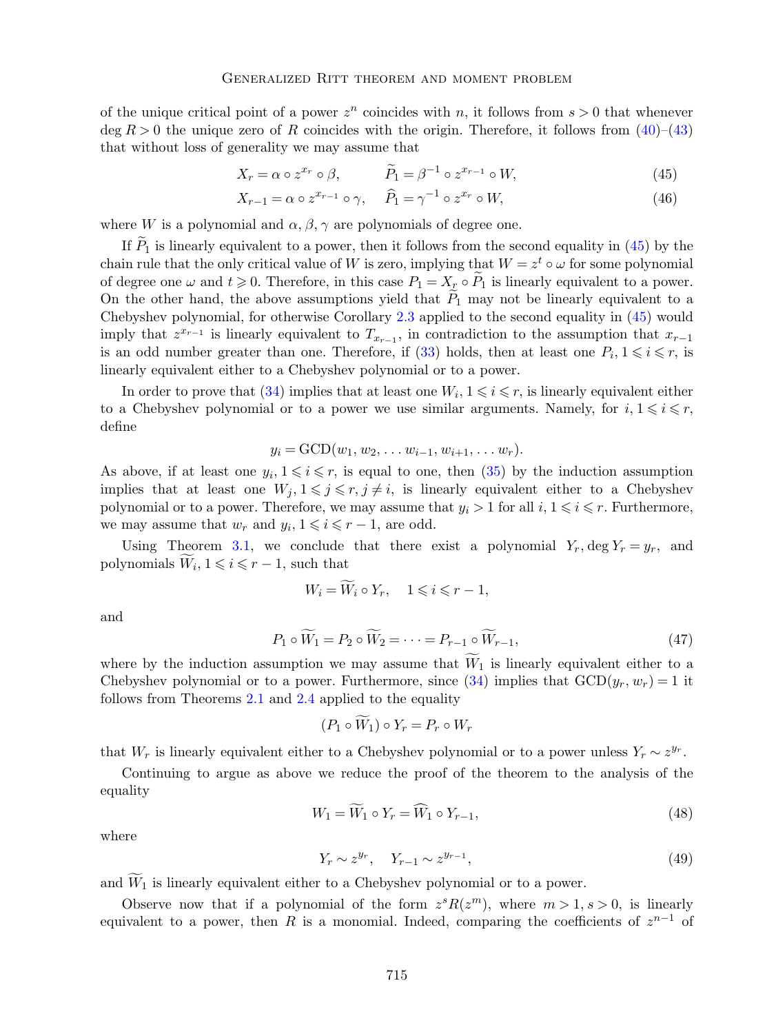of the unique critical point of a power $z^n$ coincides with $n$, it follows from $s > 0$ that whenever $\deg R > 0$ the unique zero of $R$ coincides with the origin. Therefore, it follows from (40)–(43) that without loss of generality we may assume that

$$X_r = \alpha \circ z^{x_r} \circ \beta, \qquad \widetilde{P}_1 = \beta^{-1} \circ z^{x_{r-1}} \circ W, \tag{45}$$

$$X_{r-1} = \alpha \circ z^{x_{r-1}} \circ \gamma, \quad \widehat{P}_1 = \gamma^{-1} \circ z^{x_r} \circ W, \tag{46}$$

where $W$ is a polynomial and $\alpha, \beta, \gamma$ are polynomials of degree one.

If $\widetilde{P}_1$ is linearly equivalent to a power, then it follows from the second equality in (45) by the chain rule that the only critical value of $W$ is zero, implying that $W = z^t \circ \omega$ for some polynomial of degree one $\omega$ and $t \geqslant 0$. Therefore, in this case $P_1 = X_r \circ \widetilde{P}_1$ is linearly equivalent to a power. On the other hand, the above assumptions yield that $\widetilde{P}_1$ may not be linearly equivalent to a Chebyshev polynomial, for otherwise Corollary 2.3 applied to the second equality in (45) would imply that $z^{x_{r-1}}$ is linearly equivalent to $T_{x_{r-1}}$, in contradiction to the assumption that $x_{r-1}$ is an odd number greater than one. Therefore, if (33) holds, then at least one $P_i, 1 \leqslant i \leqslant r$, is linearly equivalent either to a Chebyshev polynomial or to a power.

In order to prove that (34) implies that at least one $W_i, 1 \leqslant i \leqslant r$, is linearly equivalent either to a Chebyshev polynomial or to a power we use similar arguments. Namely, for $i, 1 \leqslant i \leqslant r$, define

$$y_i = \mathrm{GCD}(w_1, w_2, \dots w_{i-1}, w_{i+1}, \dots w_r).$$

As above, if at least one $y_i, 1 \leqslant i \leqslant r$, is equal to one, then (35) by the induction assumption implies that at least one $W_j, 1 \leqslant j \leqslant r, j \neq i$, is linearly equivalent either to a Chebyshev polynomial or to a power. Therefore, we may assume that $y_i > 1$ for all $i, 1 \leqslant i \leqslant r$. Furthermore, we may assume that $w_r$ and $y_i, 1 \leqslant i \leqslant r-1$, are odd.

Using Theorem 3.1, we conclude that there exist a polynomial $Y_r, \deg Y_r = y_r$, and polynomials $\widetilde{W}_i, 1 \leqslant i \leqslant r-1$, such that

$$W_i = \widetilde{W}_i \circ Y_r, \quad 1 \leqslant i \leqslant r-1,$$

and

$$P_1 \circ \widetilde{W}_1 = P_2 \circ \widetilde{W}_2 = \dots = P_{r-1} \circ \widetilde{W}_{r-1}, \tag{47}$$

where by the induction assumption we may assume that $\widetilde{W}_1$ is linearly equivalent either to a Chebyshev polynomial or to a power. Furthermore, since (34) implies that $\mathrm{GCD}(y_r, w_r) = 1$ it follows from Theorems 2.1 and 2.4 applied to the equality

$$(P_1 \circ \widetilde{W}_1) \circ Y_r = P_r \circ W_r$$

that $W_r$ is linearly equivalent either to a Chebyshev polynomial or to a power unless $Y_r \sim z^{y_r}$.

Continuing to argue as above we reduce the proof of the theorem to the analysis of the equality

$$W_1 = \widetilde{W}_1 \circ Y_r = \widehat{W}_1 \circ Y_{r-1}, \tag{48}$$

where

$$Y_r \sim z^{y_r}, \quad Y_{r-1} \sim z^{y_{r-1}}, \tag{49}$$

and $\widetilde{W}_1$ is linearly equivalent either to a Chebyshev polynomial or to a power.

Observe now that if a polynomial of the form $z^s R(z^m)$, where $m > 1, s > 0$, is linearly equivalent to a power, then $R$ is a monomial. Indeed, comparing the coefficients of $z^{n-1}$ of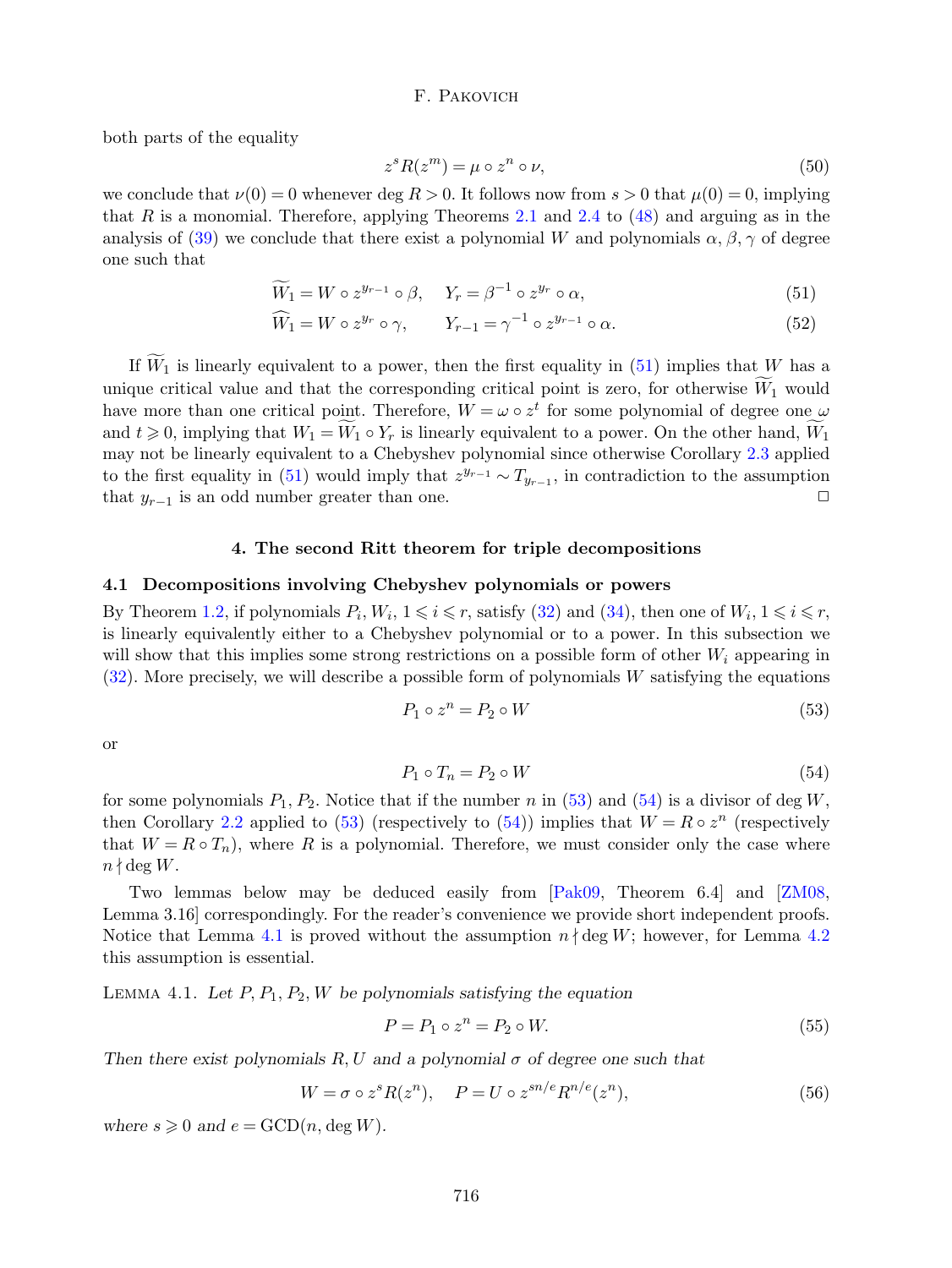both parts of the equality

$$z^s R(z^m) = \mu \circ z^n \circ \nu, \tag{50}$$

we conclude that $\nu(0) = 0$ whenever $\deg R > 0$. It follows now from $s > 0$ that $\mu(0) = 0$, implying that $R$ is a monomial. Therefore, applying Theorems 2.1 and 2.4 to (48) and arguing as in the analysis of (39) we conclude that there exist a polynomial $W$ and polynomials $\alpha, \beta, \gamma$ of degree one such that

$$\widetilde{W}_1 = W \circ z^{y_{r-1}} \circ \beta, \quad Y_r = \beta^{-1} \circ z^{y_r} \circ \alpha, \tag{51}$$

$$\widehat{W}_1 = W \circ z^{y_r} \circ \gamma, \qquad Y_{r-1} = \gamma^{-1} \circ z^{y_{r-1}} \circ \alpha. \tag{52}$$

If $\widetilde{W}_1$ is linearly equivalent to a power, then the first equality in (51) implies that $W$ has a unique critical value and that the corresponding critical point is zero, for otherwise $\widetilde{W}_1$ would have more than one critical point. Therefore, $W = \omega \circ z^t$ for some polynomial of degree one $\omega$ and $t \geqslant 0$, implying that $W_1 = \widetilde{W}_1 \circ Y_r$ is linearly equivalent to a power. On the other hand, $\widetilde{W}_1$ may not be linearly equivalent to a Chebyshev polynomial since otherwise Corollary 2.3 applied to the first equality in (51) would imply that $z^{y_{r-1}} \sim T_{y_{r-1}}$, in contradiction to the assumption that $y_{r-1}$ is an odd number greater than one. □

## 4. The second Ritt theorem for triple decompositions

### 4.1 Decompositions involving Chebyshev polynomials or powers

By Theorem 1.2, if polynomials $P_i, W_i$, $1 \leqslant i \leqslant r$, satisfy (32) and (34), then one of $W_i$, $1 \leqslant i \leqslant r$, is linearly equivalently either to a Chebyshev polynomial or to a power. In this subsection we will show that this implies some strong restrictions on a possible form of other $W_i$ appearing in (32). More precisely, we will describe a possible form of polynomials $W$ satisfying the equations

$$P_1 \circ z^n = P_2 \circ W \tag{53}$$

or

$$P_1 \circ T_n = P_2 \circ W \tag{54}$$

for some polynomials $P_1, P_2$. Notice that if the number $n$ in (53) and (54) is a divisor of $\deg W$, then Corollary 2.2 applied to (53) (respectively to (54)) implies that $W = R \circ z^n$ (respectively that $W = R \circ T_n$), where $R$ is a polynomial. Therefore, we must consider only the case where $n \nmid \deg W$.

Two lemmas below may be deduced easily from [Pak09, Theorem 6.4] and [ZM08, Lemma 3.16] correspondingly. For the reader's convenience we provide short independent proofs. Notice that Lemma 4.1 is proved without the assumption $n \nmid \deg W$; however, for Lemma 4.2 this assumption is essential.

Lemma 4.1. *Let $P, P_1, P_2, W$ be polynomials satisfying the equation*

$$P = P_1 \circ z^n = P_2 \circ W. \tag{55}$$

*Then there exist polynomials $R, U$ and a polynomial $\sigma$ of degree one such that*

$$W = \sigma \circ z^s R(z^n), \quad P = U \circ z^{sn/e} R^{n/e}(z^n), \tag{56}$$

*where $s \geqslant 0$ and $e = \operatorname{GCD}(n, \deg W)$.*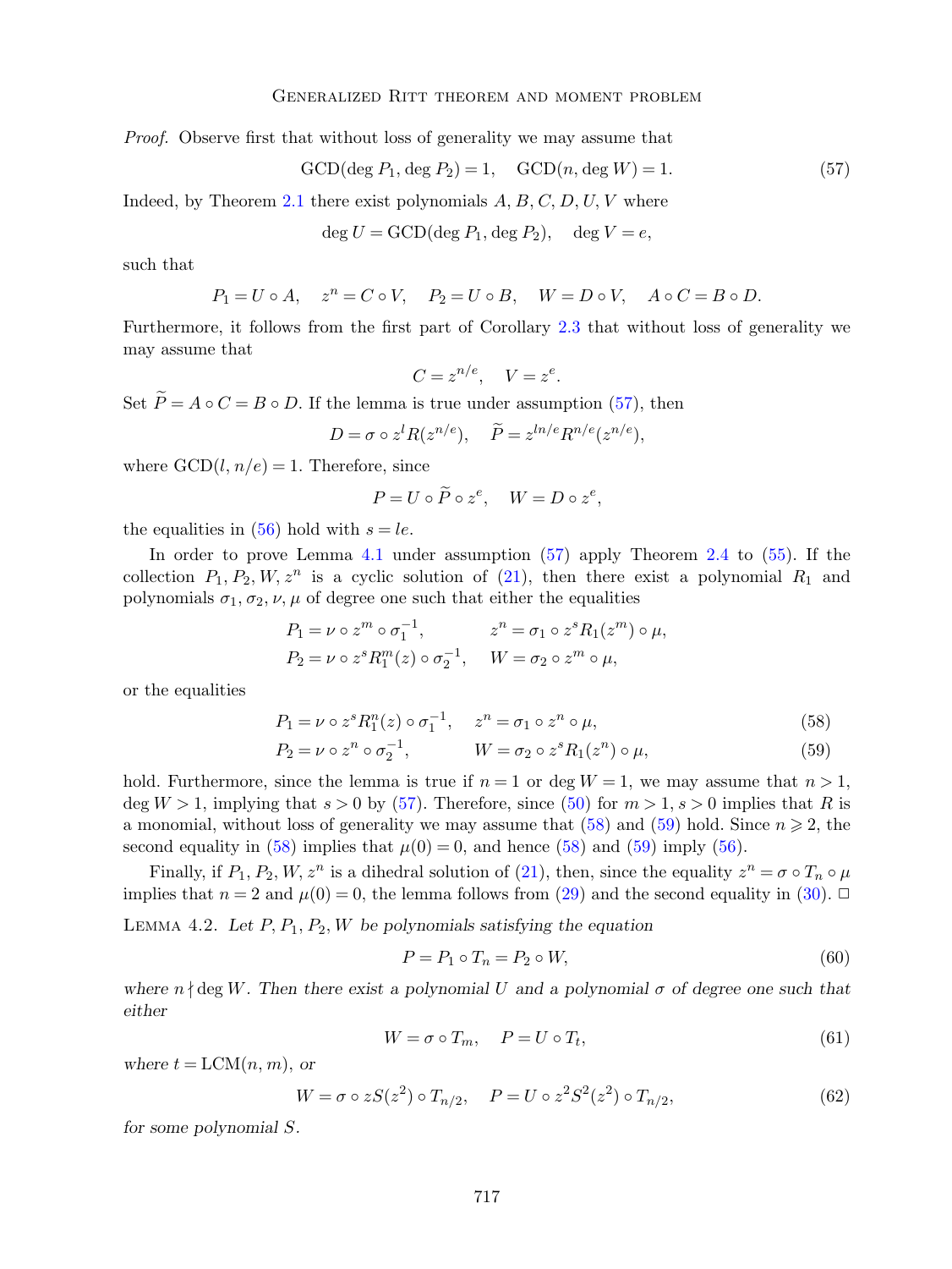*Proof.* Observe first that without loss of generality we may assume that

$$\mathrm{GCD}(\deg P_1, \deg P_2) = 1, \quad \mathrm{GCD}(n, \deg W) = 1. \tag{57}$$

Indeed, by Theorem 2.1 there exist polynomials $A, B, C, D, U, V$ where

$$\deg U = \mathrm{GCD}(\deg P_1, \deg P_2), \quad \deg V = e,$$

such that

$$P_1 = U \circ A, \quad z^n = C \circ V, \quad P_2 = U \circ B, \quad W = D \circ V, \quad A \circ C = B \circ D.$$

Furthermore, it follows from the first part of Corollary 2.3 that without loss of generality we may assume that

$$C = z^{n/e}, \quad V = z^e.$$

Set $\widetilde{P} = A \circ C = B \circ D$. If the lemma is true under assumption (57), then

$$D = \sigma \circ z^l R(z^{n/e}), \quad \widetilde{P} = z^{ln/e} R^{n/e}(z^{n/e}),$$

where $\mathrm{GCD}(l, n/e) = 1$. Therefore, since

$$P = U \circ \widetilde{P} \circ z^e, \quad W = D \circ z^e,$$

the equalities in (56) hold with $s = le$.

In order to prove Lemma 4.1 under assumption (57) apply Theorem 2.4 to (55). If the collection $P_1, P_2, W, z^n$ is a cyclic solution of (21), then there exist a polynomial $R_1$ and polynomials $\sigma_1, \sigma_2, \nu, \mu$ of degree one such that either the equalities

$$\begin{aligned} P_1 &= \nu \circ z^m \circ \sigma_1^{-1}, & z^n &= \sigma_1 \circ z^s R_1(z^m) \circ \mu, \\ P_2 &= \nu \circ z^s R_1^m(z) \circ \sigma_2^{-1}, & W &= \sigma_2 \circ z^m \circ \mu, \end{aligned}$$

or the equalities

$$P_1 = \nu \circ z^s R_1^n(z) \circ \sigma_1^{-1}, \quad z^n = \sigma_1 \circ z^n \circ \mu, \tag{58}$$

$$P_2 = \nu \circ z^n \circ \sigma_2^{-1}, \quad W = \sigma_2 \circ z^s R_1(z^n) \circ \mu, \tag{59}$$

hold. Furthermore, since the lemma is true if $n = 1$ or $\deg W = 1$, we may assume that $n > 1$, $\deg W > 1$, implying that $s > 0$ by (57). Therefore, since (50) for $m > 1$, $s > 0$ implies that $R$ is a monomial, without loss of generality we may assume that (58) and (59) hold. Since $n \geqslant 2$, the second equality in (58) implies that $\mu(0) = 0$, and hence (58) and (59) imply (56).

Finally, if $P_1, P_2, W, z^n$ is a dihedral solution of (21), then, since the equality $z^n = \sigma \circ T_n \circ \mu$ implies that $n = 2$ and $\mu(0) = 0$, the lemma follows from (29) and the second equality in (30). □

Lemma 4.2. *Let $P, P_1, P_2, W$ be polynomials satisfying the equation*

$$P = P_1 \circ T_n = P_2 \circ W, \tag{60}$$

*where $n \nmid \deg W$. Then there exist a polynomial $U$ and a polynomial $\sigma$ of degree one such that either*

$$W = \sigma \circ T_m, \quad P = U \circ T_t, \tag{61}$$

*where $t = \mathrm{LCM}(n, m)$, or*

$$W = \sigma \circ zS(z^2) \circ T_{n/2}, \quad P = U \circ z^2 S^2(z^2) \circ T_{n/2}, \tag{62}$$

*for some polynomial $S$.*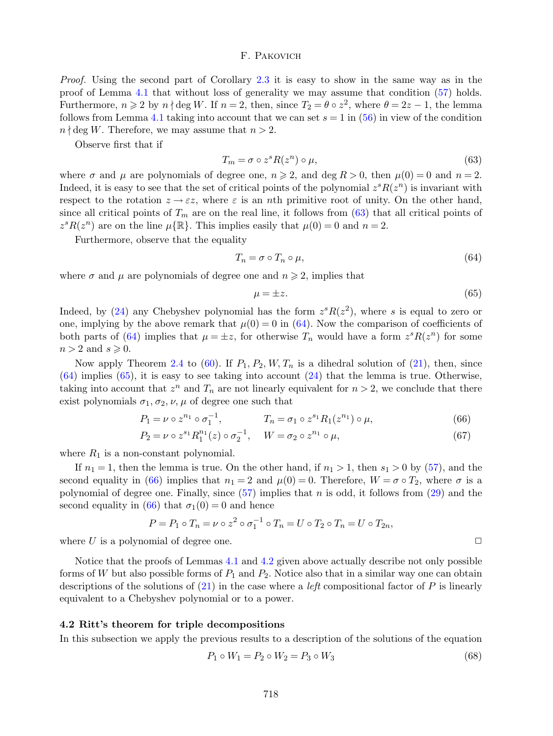*Proof.* Using the second part of Corollary 2.3 it is easy to show in the same way as in the proof of Lemma 4.1 that without loss of generality we may assume that condition (57) holds. Furthermore, $n \geqslant 2$ by $n \nmid \deg W$. If $n = 2$, then, since $T_2 = \theta \circ z^2$, where $\theta = 2z - 1$, the lemma follows from Lemma 4.1 taking into account that we can set $s = 1$ in (56) in view of the condition $n \nmid \deg W$. Therefore, we may assume that $n > 2$.

Observe first that if

$$T_m = \sigma \circ z^s R(z^n) \circ \mu, \tag{63}$$

where $\sigma$ and $\mu$ are polynomials of degree one, $n \geqslant 2$, and $\deg R > 0$, then $\mu(0) = 0$ and $n = 2$. Indeed, it is easy to see that the set of critical points of the polynomial $z^s R(z^n)$ is invariant with respect to the rotation $z \to \varepsilon z$, where $\varepsilon$ is an $n$th primitive root of unity. On the other hand, since all critical points of $T_m$ are on the real line, it follows from (63) that all critical points of $z^s R(z^n)$ are on the line $\mu\{\mathbb{R}\}$. This implies easily that $\mu(0) = 0$ and $n = 2$.

Furthermore, observe that the equality

$$T_n = \sigma \circ T_n \circ \mu, \tag{64}$$

where $\sigma$ and $\mu$ are polynomials of degree one and $n \geqslant 2$, implies that

$$\mu = \pm z. \tag{65}$$

Indeed, by (24) any Chebyshev polynomial has the form $z^s R(z^2)$, where $s$ is equal to zero or one, implying by the above remark that $\mu(0) = 0$ in (64). Now the comparison of coefficients of both parts of (64) implies that $\mu = \pm z$, for otherwise $T_n$ would have a form $z^s R(z^n)$ for some $n > 2$ and $s \geqslant 0$.

Now apply Theorem 2.4 to (60). If $P_1, P_2, W, T_n$ is a dihedral solution of (21), then, since (64) implies (65), it is easy to see taking into account (24) that the lemma is true. Otherwise, taking into account that $z^n$ and $T_n$ are not linearly equivalent for $n > 2$, we conclude that there exist polynomials $\sigma_1, \sigma_2, \nu, \mu$ of degree one such that

$$P_1 = \nu \circ z^{n_1} \circ \sigma_1^{-1}, \qquad T_n = \sigma_1 \circ z^{s_1} R_1(z^{n_1}) \circ \mu, \tag{66}$$

$$P_2 = \nu \circ z^{s_1} R_1^{n_1}(z) \circ \sigma_2^{-1}, \quad W = \sigma_2 \circ z^{n_1} \circ \mu, \tag{67}$$

where $R_1$ is a non-constant polynomial.

If $n_1 = 1$, then the lemma is true. On the other hand, if $n_1 > 1$, then $s_1 > 0$ by (57), and the second equality in (66) implies that $n_1 = 2$ and $\mu(0) = 0$. Therefore, $W = \sigma \circ T_2$, where $\sigma$ is a polynomial of degree one. Finally, since (57) implies that $n$ is odd, it follows from (29) and the second equality in (66) that $\sigma_1(0) = 0$ and hence

$$P = P_1 \circ T_n = \nu \circ z^2 \circ \sigma_1^{-1} \circ T_n = U \circ T_2 \circ T_n = U \circ T_{2n},$$

where $U$ is a polynomial of degree one. $\square$

Notice that the proofs of Lemmas 4.1 and 4.2 given above actually describe not only possible forms of $W$ but also possible forms of $P_1$ and $P_2$. Notice also that in a similar way one can obtain descriptions of the solutions of (21) in the case where a *left* compositional factor of $P$ is linearly equivalent to a Chebyshev polynomial or to a power.

### 4.2 Ritt's theorem for triple decompositions

In this subsection we apply the previous results to a description of the solutions of the equation

$$P_1 \circ W_1 = P_2 \circ W_2 = P_3 \circ W_3 \tag{68}$$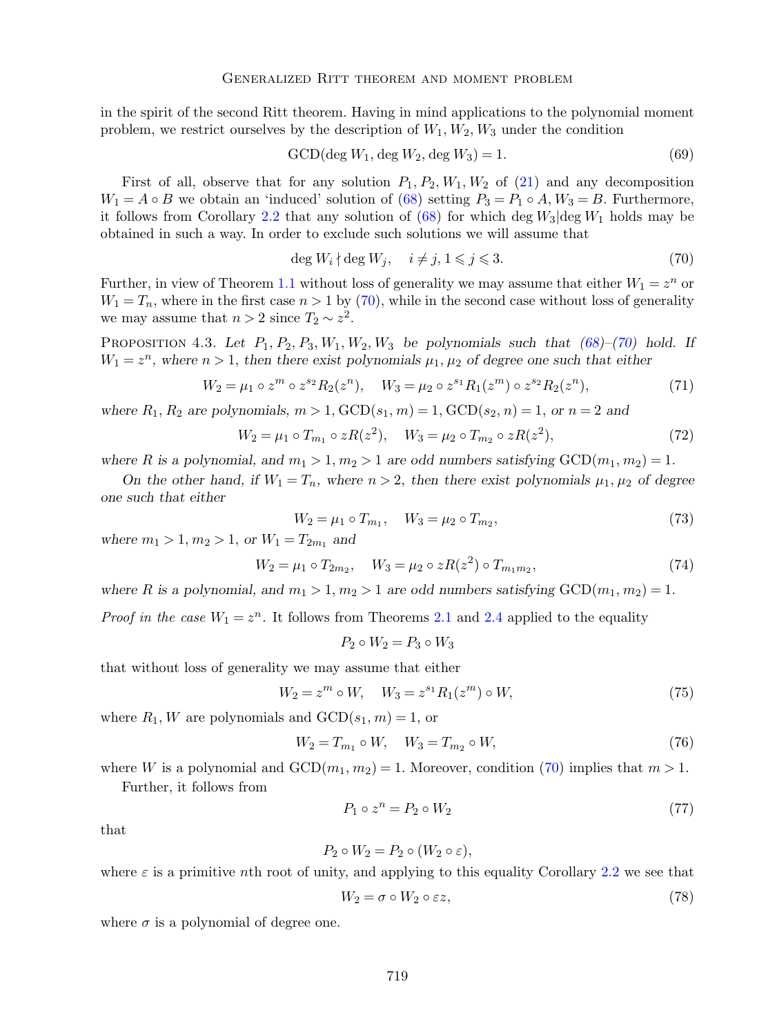in the spirit of the second Ritt theorem. Having in mind applications to the polynomial moment problem, we restrict ourselves by the description of $W_1, W_2, W_3$ under the condition

$$\mathrm{GCD}(\deg W_1, \deg W_2, \deg W_3) = 1. \tag{69}$$

First of all, observe that for any solution $P_1, P_2, W_1, W_2$ of (21) and any decomposition $W_1 = A \circ B$ we obtain an 'induced' solution of (68) setting $P_3 = P_1 \circ A$, $W_3 = B$. Furthermore, it follows from Corollary 2.2 that any solution of (68) for which $\deg W_3 | \deg W_1$ holds may be obtained in such a way. In order to exclude such solutions we will assume that

$$\deg W_i \nmid \deg W_j, \quad i \neq j, 1 \leqslant j \leqslant 3. \tag{70}$$

Further, in view of Theorem 1.1 without loss of generality we may assume that either $W_1 = z^n$ or $W_1 = T_n$, where in the first case $n > 1$ by (70), while in the second case without loss of generality we may assume that $n > 2$ since $T_2 \sim z^2$.

Proposition 4.3. *Let $P_1, P_2, P_3, W_1, W_2, W_3$ be polynomials such that (68)–(70) hold. If $W_1 = z^n$, where $n > 1$, then there exist polynomials $\mu_1, \mu_2$ of degree one such that either*

$$W_2 = \mu_1 \circ z^m \circ z^{s_2} R_2(z^n), \quad W_3 = \mu_2 \circ z^{s_1} R_1(z^m) \circ z^{s_2} R_2(z^n), \tag{71}$$

*where $R_1, R_2$ are polynomials, $m > 1$, $\mathrm{GCD}(s_1, m) = 1$, $\mathrm{GCD}(s_2, n) = 1$, or $n = 2$ and*

$$W_2 = \mu_1 \circ T_{m_1} \circ zR(z^2), \quad W_3 = \mu_2 \circ T_{m_2} \circ zR(z^2), \tag{72}$$

*where $R$ is a polynomial, and $m_1 > 1, m_2 > 1$ are odd numbers satisfying $\mathrm{GCD}(m_1, m_2) = 1$.*

*On the other hand, if $W_1 = T_n$, where $n > 2$, then there exist polynomials $\mu_1, \mu_2$ of degree one such that either*

$$W_2 = \mu_1 \circ T_{m_1}, \quad W_3 = \mu_2 \circ T_{m_2}, \tag{73}$$

*where $m_1 > 1, m_2 > 1$, or $W_1 = T_{2m_1}$ and*

$$W_2 = \mu_1 \circ T_{2m_2}, \quad W_3 = \mu_2 \circ zR(z^2) \circ T_{m_1 m_2}, \tag{74}$$

*where $R$ is a polynomial, and $m_1 > 1, m_2 > 1$ are odd numbers satisfying $\mathrm{GCD}(m_1, m_2) = 1$.*

*Proof in the case $W_1 = z^n$.* It follows from Theorems 2.1 and 2.4 applied to the equality

$$P_2 \circ W_2 = P_3 \circ W_3$$

that without loss of generality we may assume that either

$$W_2 = z^m \circ W, \quad W_3 = z^{s_1} R_1(z^m) \circ W, \tag{75}$$

where $R_1, W$ are polynomials and $\mathrm{GCD}(s_1, m) = 1$, or

$$W_2 = T_{m_1} \circ W, \quad W_3 = T_{m_2} \circ W, \tag{76}$$

where $W$ is a polynomial and $\mathrm{GCD}(m_1, m_2) = 1$. Moreover, condition (70) implies that $m > 1$.

Further, it follows from

$$P_1 \circ z^n = P_2 \circ W_2 \tag{77}$$

that

$$P_2 \circ W_2 = P_2 \circ (W_2 \circ \varepsilon),$$

where $\varepsilon$ is a primitive $n$th root of unity, and applying to this equality Corollary 2.2 we see that

$$W_2 = \sigma \circ W_2 \circ \varepsilon z, \tag{78}$$

where $\sigma$ is a polynomial of degree one.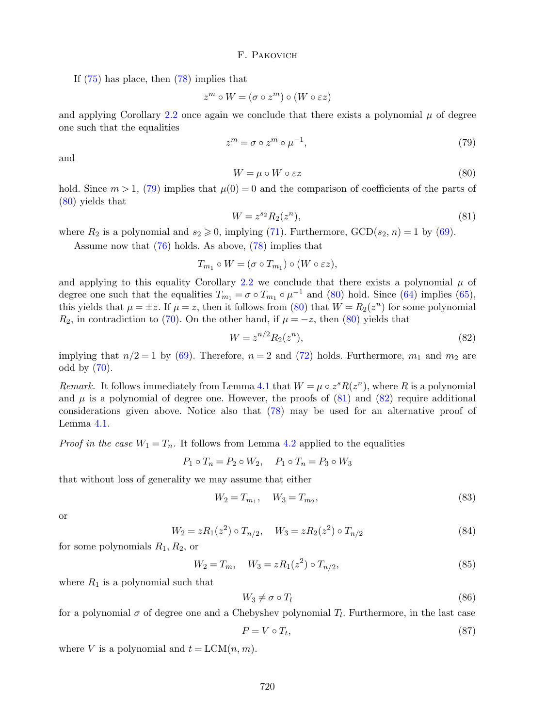If (75) has place, then (78) implies that

$$z^m \circ W = (\sigma \circ z^m) \circ (W \circ \varepsilon z)$$

and applying Corollary 2.2 once again we conclude that there exists a polynomial $\mu$ of degree one such that the equalities

$$z^m = \sigma \circ z^m \circ \mu^{-1}, \tag{79}$$

and

$$W = \mu \circ W \circ \varepsilon z \tag{80}$$

hold. Since $m > 1$, (79) implies that $\mu(0) = 0$ and the comparison of coefficients of the parts of (80) yields that

$$W = z^{s_2} R_2(z^n), \tag{81}$$

where $R_2$ is a polynomial and $s_2 \geqslant 0$, implying (71). Furthermore, $\text{GCD}(s_2, n) = 1$ by (69).

Assume now that (76) holds. As above, (78) implies that

$$T_{m_1} \circ W = (\sigma \circ T_{m_1}) \circ (W \circ \varepsilon z),$$

and applying to this equality Corollary 2.2 we conclude that there exists a polynomial $\mu$ of degree one such that the equalities $T_{m_1} = \sigma \circ T_{m_1} \circ \mu^{-1}$ and (80) hold. Since (64) implies (65), this yields that $\mu = \pm z$. If $\mu = z$, then it follows from (80) that $W = R_2(z^n)$ for some polynomial $R_2$, in contradiction to (70). On the other hand, if $\mu = -z$, then (80) yields that

$$W = z^{n/2} R_2(z^n), \tag{82}$$

implying that $n/2 = 1$ by (69). Therefore, $n = 2$ and (72) holds. Furthermore, $m_1$ and $m_2$ are odd by (70).

*Remark.* It follows immediately from Lemma 4.1 that $W = \mu \circ z^s R(z^n)$, where $R$ is a polynomial and $\mu$ is a polynomial of degree one. However, the proofs of (81) and (82) require additional considerations given above. Notice also that (78) may be used for an alternative proof of Lemma 4.1.

*Proof in the case $W_1 = T_n$.* It follows from Lemma 4.2 applied to the equalities

$$P_1 \circ T_n = P_2 \circ W_2, \quad P_1 \circ T_n = P_3 \circ W_3$$

that without loss of generality we may assume that either

$$W_2 = T_{m_1}, \quad W_3 = T_{m_2}, \tag{83}$$

or

$$W_2 = zR_1(z^2) \circ T_{n/2}, \quad W_3 = zR_2(z^2) \circ T_{n/2} \tag{84}$$

for some polynomials $R_1, R_2$, or

$$W_2 = T_m, \quad W_3 = zR_1(z^2) \circ T_{n/2}, \tag{85}$$

where $R_1$ is a polynomial such that

$$W_3 \neq \sigma \circ T_l \tag{86}$$

for a polynomial $\sigma$ of degree one and a Chebyshev polynomial $T_l$. Furthermore, in the last case

$$P = V \circ T_t, \tag{87}$$

where $V$ is a polynomial and $t = \text{LCM}(n, m)$.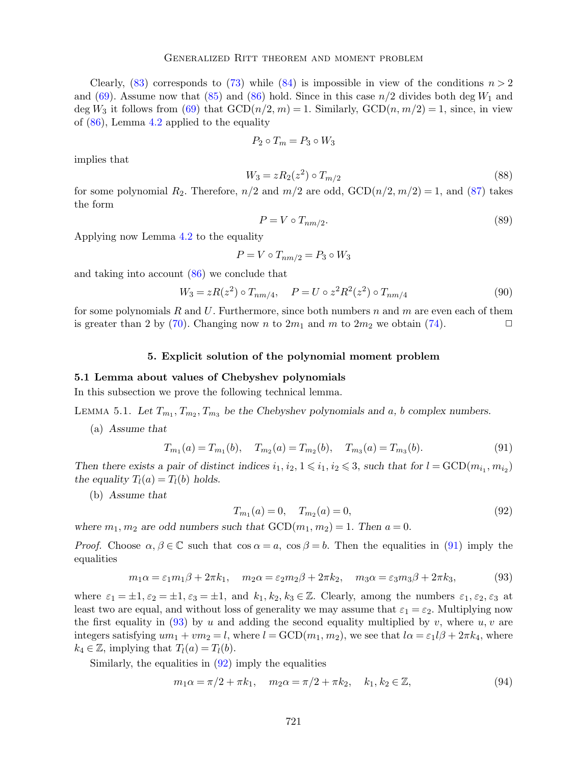Clearly, (83) corresponds to (73) while (84) is impossible in view of the conditions $n > 2$ and (69). Assume now that (85) and (86) hold. Since in this case $n/2$ divides both $\deg W_1$ and $\deg W_3$ it follows from (69) that $\mathrm{GCD}(n/2, m) = 1$. Similarly, $\mathrm{GCD}(n, m/2) = 1$, since, in view of (86), Lemma 4.2 applied to the equality

$$P_2 \circ T_m = P_3 \circ W_3$$

implies that

$$W_3 = zR_2(z^2) \circ T_{m/2} \tag{88}$$

for some polynomial $R_2$. Therefore, $n/2$ and $m/2$ are odd, $\mathrm{GCD}(n/2, m/2) = 1$, and (87) takes the form

$$P = V \circ T_{nm/2}. \tag{89}$$

Applying now Lemma 4.2 to the equality

$$P = V \circ T_{nm/2} = P_3 \circ W_3$$

and taking into account (86) we conclude that

$$W_3 = zR(z^2) \circ T_{nm/4}, \quad P = U \circ z^2 R^2(z^2) \circ T_{nm/4} \tag{90}$$

for some polynomials $R$ and $U$. Furthermore, since both numbers $n$ and $m$ are even each of them is greater than 2 by (70). Changing now $n$ to $2m_1$ and $m$ to $2m_2$ we obtain (74). □

## 5. Explicit solution of the polynomial moment problem

### 5.1 Lemma about values of Chebyshev polynomials

In this subsection we prove the following technical lemma.

Lemma 5.1. *Let $T_{m_1}, T_{m_2}, T_{m_3}$ be the Chebyshev polynomials and $a$, $b$ complex numbers.*

(a) *Assume that*

$$T_{m_1}(a) = T_{m_1}(b), \quad T_{m_2}(a) = T_{m_2}(b), \quad T_{m_3}(a) = T_{m_3}(b). \tag{91}$$

*Then there exists a pair of distinct indices $i_1, i_2$, $1 \leqslant i_1, i_2 \leqslant 3$, such that for $l = \mathrm{GCD}(m_{i_1}, m_{i_2})$ the equality $T_l(a) = T_l(b)$ holds.*

(b) *Assume that*

$$T_{m_1}(a) = 0, \quad T_{m_2}(a) = 0, \tag{92}$$

*where $m_1, m_2$ are odd numbers such that $\mathrm{GCD}(m_1, m_2) = 1$. Then $a = 0$.*

*Proof.* Choose $\alpha, \beta \in \mathbb{C}$ such that $\cos\alpha = a$, $\cos\beta = b$. Then the equalities in (91) imply the equalities

$$m_1\alpha = \varepsilon_1 m_1 \beta + 2\pi k_1, \quad m_2\alpha = \varepsilon_2 m_2 \beta + 2\pi k_2, \quad m_3\alpha = \varepsilon_3 m_3 \beta + 2\pi k_3, \tag{93}$$

where $\varepsilon_1 = \pm 1, \varepsilon_2 = \pm 1, \varepsilon_3 = \pm 1$, and $k_1, k_2, k_3 \in \mathbb{Z}$. Clearly, among the numbers $\varepsilon_1, \varepsilon_2, \varepsilon_3$ at least two are equal, and without loss of generality we may assume that $\varepsilon_1 = \varepsilon_2$. Multiplying now the first equality in (93) by $u$ and adding the second equality multiplied by $v$, where $u, v$ are integers satisfying $um_1 + vm_2 = l$, where $l = \mathrm{GCD}(m_1, m_2)$, we see that $l\alpha = \varepsilon_1 l \beta + 2\pi k_4$, where $k_4 \in \mathbb{Z}$, implying that $T_l(a) = T_l(b)$.

Similarly, the equalities in (92) imply the equalities

$$m_1\alpha = \pi/2 + \pi k_1, \quad m_2\alpha = \pi/2 + \pi k_2, \quad k_1, k_2 \in \mathbb{Z}, \tag{94}$$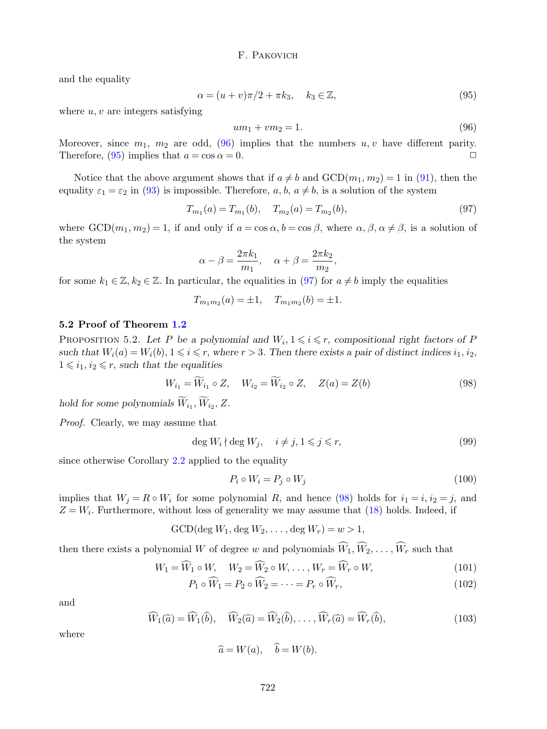and the equality

$$\alpha = (u+v)\pi/2 + \pi k_3, \quad k_3 \in \mathbb{Z}, \tag{95}$$

where $u, v$ are integers satisfying

$$um_1 + vm_2 = 1. \tag{96}$$

Moreover, since $m_1$, $m_2$ are odd, (96) implies that the numbers $u, v$ have different parity. Therefore, (95) implies that $a = \cos\alpha = 0$. $\square$

Notice that the above argument shows that if $a \neq b$ and $\mathrm{GCD}(m_1, m_2) = 1$ in (91), then the equality $\varepsilon_1 = \varepsilon_2$ in (93) is impossible. Therefore, $a$, $b$, $a \neq b$, is a solution of the system

$$T_{m_1}(a) = T_{m_1}(b), \quad T_{m_2}(a) = T_{m_2}(b), \tag{97}$$

where $\mathrm{GCD}(m_1, m_2) = 1$, if and only if $a = \cos\alpha$, $b = \cos\beta$, where $\alpha, \beta, \alpha \neq \beta$, is a solution of the system

$$\alpha - \beta = \frac{2\pi k_1}{m_1}, \quad \alpha + \beta = \frac{2\pi k_2}{m_2},$$

for some $k_1 \in \mathbb{Z}$, $k_2 \in \mathbb{Z}$. In particular, the equalities in (97) for $a \neq b$ imply the equalities

$$T_{m_1 m_2}(a) = \pm 1, \quad T_{m_1 m_2}(b) = \pm 1.$$

### 5.2 Proof of Theorem 1.2

Proposition 5.2. *Let $P$ be a polynomial and $W_i$, $1 \leqslant i \leqslant r$, compositional right factors of $P$ such that $W_i(a) = W_i(b)$, $1 \leqslant i \leqslant r$, where $r > 3$. Then there exists a pair of distinct indices $i_1, i_2$, $1 \leqslant i_1, i_2 \leqslant r$, such that the equalities*

$$W_{i_1} = \widetilde{W}_{i_1} \circ Z, \quad W_{i_2} = \widetilde{W}_{i_2} \circ Z, \quad Z(a) = Z(b) \tag{98}$$

*hold for some polynomials $\widetilde{W}_{i_1}, \widetilde{W}_{i_2}, Z$.*

*Proof.* Clearly, we may assume that

$$\deg W_i \nmid \deg W_j, \quad i \neq j, 1 \leqslant j \leqslant r, \tag{99}$$

since otherwise Corollary 2.2 applied to the equality

$$P_i \circ W_i = P_j \circ W_j \tag{100}$$

implies that $W_j = R \circ W_i$ for some polynomial $R$, and hence (98) holds for $i_1 = i, i_2 = j$, and $Z = W_i$. Furthermore, without loss of generality we may assume that (18) holds. Indeed, if

$$\mathrm{GCD}(\deg W_1, \deg W_2, \ldots, \deg W_r) = w > 1,$$

then there exists a polynomial $W$ of degree $w$ and polynomials $\widehat{W}_1, \widehat{W}_2, \ldots, \widehat{W}_r$ such that

$$W_1 = \widehat{W}_1 \circ W, \quad W_2 = \widehat{W}_2 \circ W, \ldots, W_r = \widehat{W}_r \circ W, \tag{101}$$

$$P_1 \circ \widehat{W}_1 = P_2 \circ \widehat{W}_2 = \cdots = P_r \circ \widehat{W}_r, \tag{102}$$

and

$$\widehat{W}_1(\widehat{a}) = \widehat{W}_1(\widehat{b}), \quad \widehat{W}_2(\widehat{a}) = \widehat{W}_2(\widehat{b}), \ldots, \widehat{W}_r(\widehat{a}) = \widehat{W}_r(\widehat{b}), \tag{103}$$

where

$$\widehat{a} = W(a), \quad \widehat{b} = W(b).$$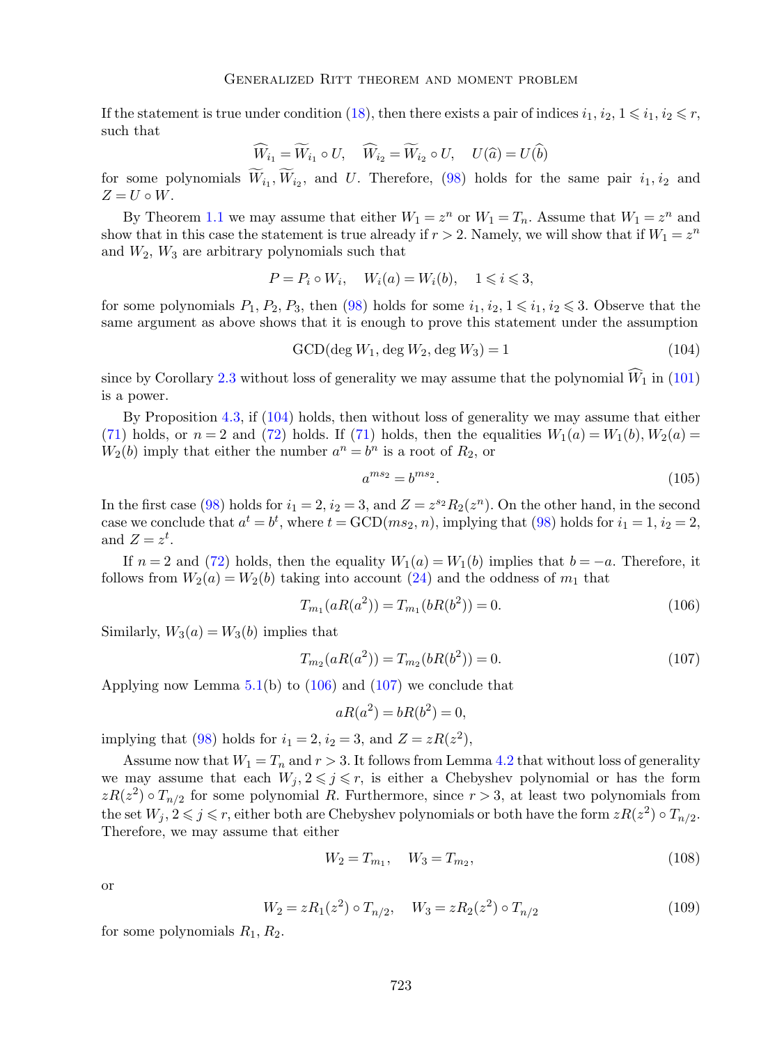If the statement is true under condition (18), then there exists a pair of indices $i_1, i_2$, $1 \leqslant i_1, i_2 \leqslant r$, such that

$$\widehat{W}_{i_1} = \widetilde{W}_{i_1} \circ U, \quad \widehat{W}_{i_2} = \widetilde{W}_{i_2} \circ U, \quad U(\widehat{a}) = U(\widehat{b})$$

for some polynomials $\widetilde{W}_{i_1}, \widetilde{W}_{i_2}$, and $U$. Therefore, (98) holds for the same pair $i_1, i_2$ and $Z = U \circ W$.

By Theorem 1.1 we may assume that either $W_1 = z^n$ or $W_1 = T_n$. Assume that $W_1 = z^n$ and show that in this case the statement is true already if $r > 2$. Namely, we will show that if $W_1 = z^n$ and $W_2$, $W_3$ are arbitrary polynomials such that

$$P = P_i \circ W_i, \quad W_i(a) = W_i(b), \quad 1 \leqslant i \leqslant 3,$$

for some polynomials $P_1, P_2, P_3$, then (98) holds for some $i_1, i_2$, $1 \leqslant i_1, i_2 \leqslant 3$. Observe that the same argument as above shows that it is enough to prove this statement under the assumption

$$\mathrm{GCD}(\deg W_1, \deg W_2, \deg W_3) = 1 \tag{104}$$

since by Corollary 2.3 without loss of generality we may assume that the polynomial $\widehat{W}_1$ in (101) is a power.

By Proposition 4.3, if (104) holds, then without loss of generality we may assume that either (71) holds, or $n = 2$ and (72) holds. If (71) holds, then the equalities $W_1(a) = W_1(b)$, $W_2(a) = W_2(b)$ imply that either the number $a^n = b^n$ is a root of $R_2$, or

$$a^{ms_2} = b^{ms_2}. \tag{105}$$

In the first case (98) holds for $i_1 = 2$, $i_2 = 3$, and $Z = z^{s_2} R_2(z^n)$. On the other hand, in the second case we conclude that $a^t = b^t$, where $t = \mathrm{GCD}(ms_2, n)$, implying that (98) holds for $i_1 = 1$, $i_2 = 2$, and $Z = z^t$.

If $n = 2$ and (72) holds, then the equality $W_1(a) = W_1(b)$ implies that $b = -a$. Therefore, it follows from $W_2(a) = W_2(b)$ taking into account (24) and the oddness of $m_1$ that

$$T_{m_1}(aR(a^2)) = T_{m_1}(bR(b^2)) = 0. \tag{106}$$

Similarly, $W_3(a) = W_3(b)$ implies that

$$T_{m_2}(aR(a^2)) = T_{m_2}(bR(b^2)) = 0. \tag{107}$$

Applying now Lemma 5.1(b) to (106) and (107) we conclude that

$$aR(a^2) = bR(b^2) = 0,$$

implying that (98) holds for $i_1 = 2$, $i_2 = 3$, and $Z = zR(z^2)$,

Assume now that $W_1 = T_n$ and $r > 3$. It follows from Lemma 4.2 that without loss of generality we may assume that each $W_j$, $2 \leqslant j \leqslant r$, is either a Chebyshev polynomial or has the form $zR(z^2) \circ T_{n/2}$ for some polynomial $R$. Furthermore, since $r > 3$, at least two polynomials from the set $W_j$, $2 \leqslant j \leqslant r$, either both are Chebyshev polynomials or both have the form $zR(z^2) \circ T_{n/2}$. Therefore, we may assume that either

$$W_2 = T_{m_1}, \quad W_3 = T_{m_2}, \tag{108}$$

or

$$W_2 = zR_1(z^2) \circ T_{n/2}, \quad W_3 = zR_2(z^2) \circ T_{n/2} \tag{109}$$

for some polynomials $R_1, R_2$.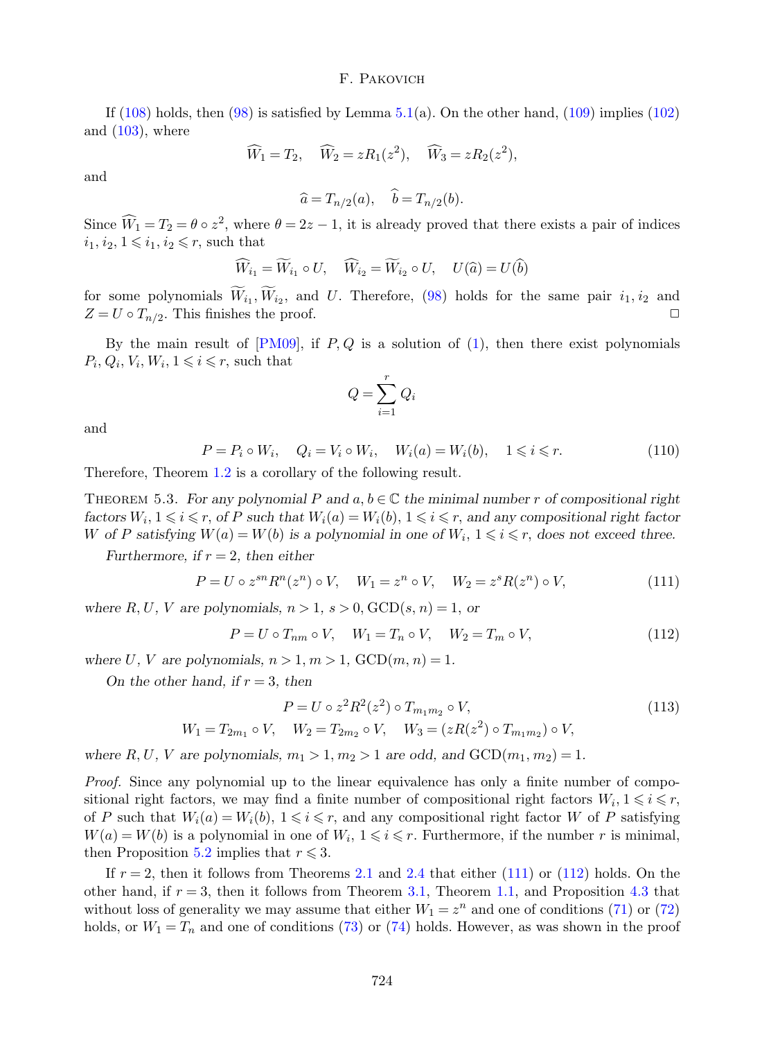If (108) holds, then (98) is satisfied by Lemma 5.1(a). On the other hand, (109) implies (102) and (103), where

$$\widehat{W}_1 = T_2, \quad \widehat{W}_2 = zR_1(z^2), \quad \widehat{W}_3 = zR_2(z^2),$$

and

$$\widehat{a} = T_{n/2}(a), \quad \widehat{b} = T_{n/2}(b).$$

Since $\widehat{W}_1 = T_2 = \theta \circ z^2$, where $\theta = 2z - 1$, it is already proved that there exists a pair of indices $i_1, i_2$, $1 \leqslant i_1, i_2 \leqslant r$, such that

$$\widehat{W}_{i_1} = \widetilde{W}_{i_1} \circ U, \quad \widehat{W}_{i_2} = \widetilde{W}_{i_2} \circ U, \quad U(\widehat{a}) = U(\widehat{b})$$

for some polynomials $\widetilde{W}_{i_1}, \widetilde{W}_{i_2}$, and $U$. Therefore, (98) holds for the same pair $i_1, i_2$ and $Z = U \circ T_{n/2}$. This finishes the proof. □

By the main result of [PM09], if $P, Q$ is a solution of (1), then there exist polynomials $P_i, Q_i, V_i, W_i$, $1 \leqslant i \leqslant r$, such that

$$Q = \sum_{i=1}^{r} Q_i$$

and

$$P = P_i \circ W_i, \quad Q_i = V_i \circ W_i, \quad W_i(a) = W_i(b), \quad 1 \leqslant i \leqslant r. \tag{110}$$

Therefore, Theorem 1.2 is a corollary of the following result.

**Theorem 5.3.** *For any polynomial $P$ and $a, b \in \mathbb{C}$ the minimal number $r$ of compositional right factors $W_i$, $1 \leqslant i \leqslant r$, of $P$ such that $W_i(a) = W_i(b)$, $1 \leqslant i \leqslant r$, and any compositional right factor $W$ of $P$ satisfying $W(a) = W(b)$ is a polynomial in one of $W_i$, $1 \leqslant i \leqslant r$, does not exceed three.*

*Furthermore, if $r = 2$, then either*

$$P = U \circ z^{sn} R^n(z^n) \circ V, \quad W_1 = z^n \circ V, \quad W_2 = z^s R(z^n) \circ V, \tag{111}$$

*where $R, U, V$ are polynomials, $n > 1$, $s > 0$, $\mathrm{GCD}(s, n) = 1$, or*

$$P = U \circ T_{nm} \circ V, \quad W_1 = T_n \circ V, \quad W_2 = T_m \circ V, \tag{112}$$

*where $U, V$ are polynomials, $n > 1$, $m > 1$, $\mathrm{GCD}(m, n) = 1$.*

*On the other hand, if $r = 3$, then*

$$\begin{gathered} P = U \circ z^2 R^2(z^2) \circ T_{m_1 m_2} \circ V, \\ W_1 = T_{2m_1} \circ V, \quad W_2 = T_{2m_2} \circ V, \quad W_3 = (zR(z^2) \circ T_{m_1 m_2}) \circ V, \end{gathered} \tag{113}$$

*where $R, U, V$ are polynomials, $m_1 > 1$, $m_2 > 1$ are odd, and $\mathrm{GCD}(m_1, m_2) = 1$.*

*Proof.* Since any polynomial up to the linear equivalence has only a finite number of compositional right factors, we may find a finite number of compositional right factors $W_i$, $1 \leqslant i \leqslant r$, of $P$ such that $W_i(a) = W_i(b)$, $1 \leqslant i \leqslant r$, and any compositional right factor $W$ of $P$ satisfying $W(a) = W(b)$ is a polynomial in one of $W_i$, $1 \leqslant i \leqslant r$. Furthermore, if the number $r$ is minimal, then Proposition 5.2 implies that $r \leqslant 3$.

If $r = 2$, then it follows from Theorems 2.1 and 2.4 that either (111) or (112) holds. On the other hand, if $r = 3$, then it follows from Theorem 3.1, Theorem 1.1, and Proposition 4.3 that without loss of generality we may assume that either $W_1 = z^n$ and one of conditions (71) or (72) holds, or $W_1 = T_n$ and one of conditions (73) or (74) holds. However, as was shown in the proof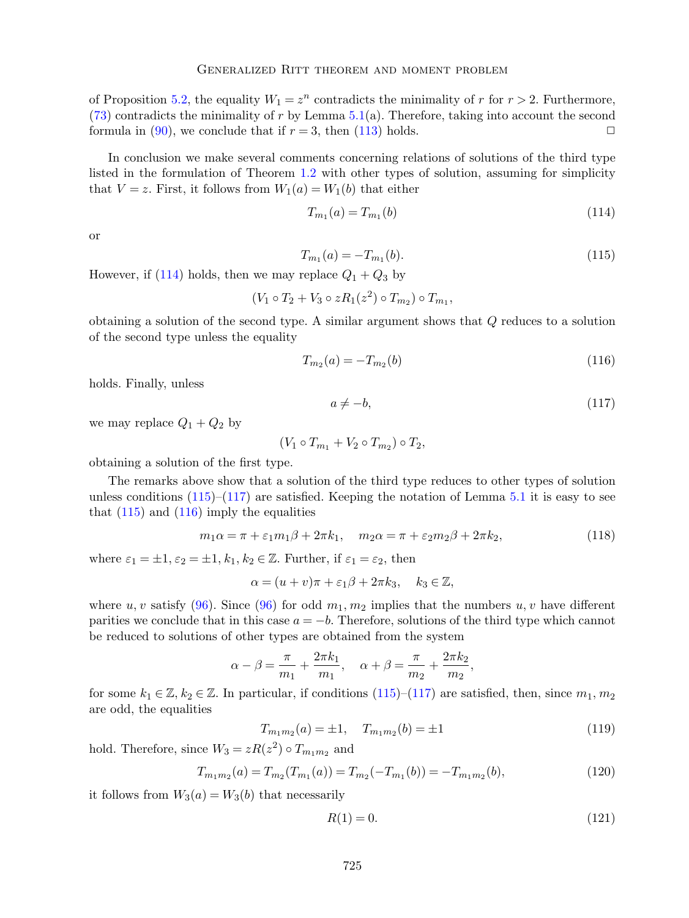of Proposition 5.2, the equality $W_1 = z^n$ contradicts the minimality of $r$ for $r > 2$. Furthermore, (73) contradicts the minimality of $r$ by Lemma 5.1(a). Therefore, taking into account the second formula in (90), we conclude that if $r = 3$, then (113) holds. □

In conclusion we make several comments concerning relations of solutions of the third type listed in the formulation of Theorem 1.2 with other types of solution, assuming for simplicity that $V = z$. First, it follows from $W_1(a) = W_1(b)$ that either

$$T_{m_1}(a) = T_{m_1}(b) \tag{114}$$

or

$$T_{m_1}(a) = -T_{m_1}(b). \tag{115}$$

However, if (114) holds, then we may replace $Q_1 + Q_3$ by

$$(V_1 \circ T_2 + V_3 \circ zR_1(z^2) \circ T_{m_2}) \circ T_{m_1},$$

obtaining a solution of the second type. A similar argument shows that $Q$ reduces to a solution of the second type unless the equality

$$T_{m_2}(a) = -T_{m_2}(b) \tag{116}$$

holds. Finally, unless

$$a \neq -b, \tag{117}$$

we may replace $Q_1 + Q_2$ by

$$(V_1 \circ T_{m_1} + V_2 \circ T_{m_2}) \circ T_2,$$

obtaining a solution of the first type.

The remarks above show that a solution of the third type reduces to other types of solution unless conditions (115)–(117) are satisfied. Keeping the notation of Lemma 5.1 it is easy to see that (115) and (116) imply the equalities

$$m_1\alpha = \pi + \varepsilon_1 m_1 \beta + 2\pi k_1, \quad m_2\alpha = \pi + \varepsilon_2 m_2 \beta + 2\pi k_2, \tag{118}$$

where $\varepsilon_1 = \pm 1, \varepsilon_2 = \pm 1, k_1, k_2 \in \mathbb{Z}$. Further, if $\varepsilon_1 = \varepsilon_2$, then

$$\alpha = (u + v)\pi + \varepsilon_1 \beta + 2\pi k_3, \quad k_3 \in \mathbb{Z},$$

where $u, v$ satisfy (96). Since (96) for odd $m_1, m_2$ implies that the numbers $u, v$ have different parities we conclude that in this case $a = -b$. Therefore, solutions of the third type which cannot be reduced to solutions of other types are obtained from the system

$$\alpha - \beta = \frac{\pi}{m_1} + \frac{2\pi k_1}{m_1}, \quad \alpha + \beta = \frac{\pi}{m_2} + \frac{2\pi k_2}{m_2},$$

for some $k_1 \in \mathbb{Z}, k_2 \in \mathbb{Z}$. In particular, if conditions (115)–(117) are satisfied, then, since $m_1, m_2$ are odd, the equalities

$$T_{m_1 m_2}(a) = \pm 1, \quad T_{m_1 m_2}(b) = \pm 1 \tag{119}$$

hold. Therefore, since $W_3 = zR(z^2) \circ T_{m_1 m_2}$ and

$$T_{m_1 m_2}(a) = T_{m_2}(T_{m_1}(a)) = T_{m_2}(-T_{m_1}(b)) = -T_{m_1 m_2}(b), \tag{120}$$

it follows from $W_3(a) = W_3(b)$ that necessarily

$$R(1) = 0. \tag{121}$$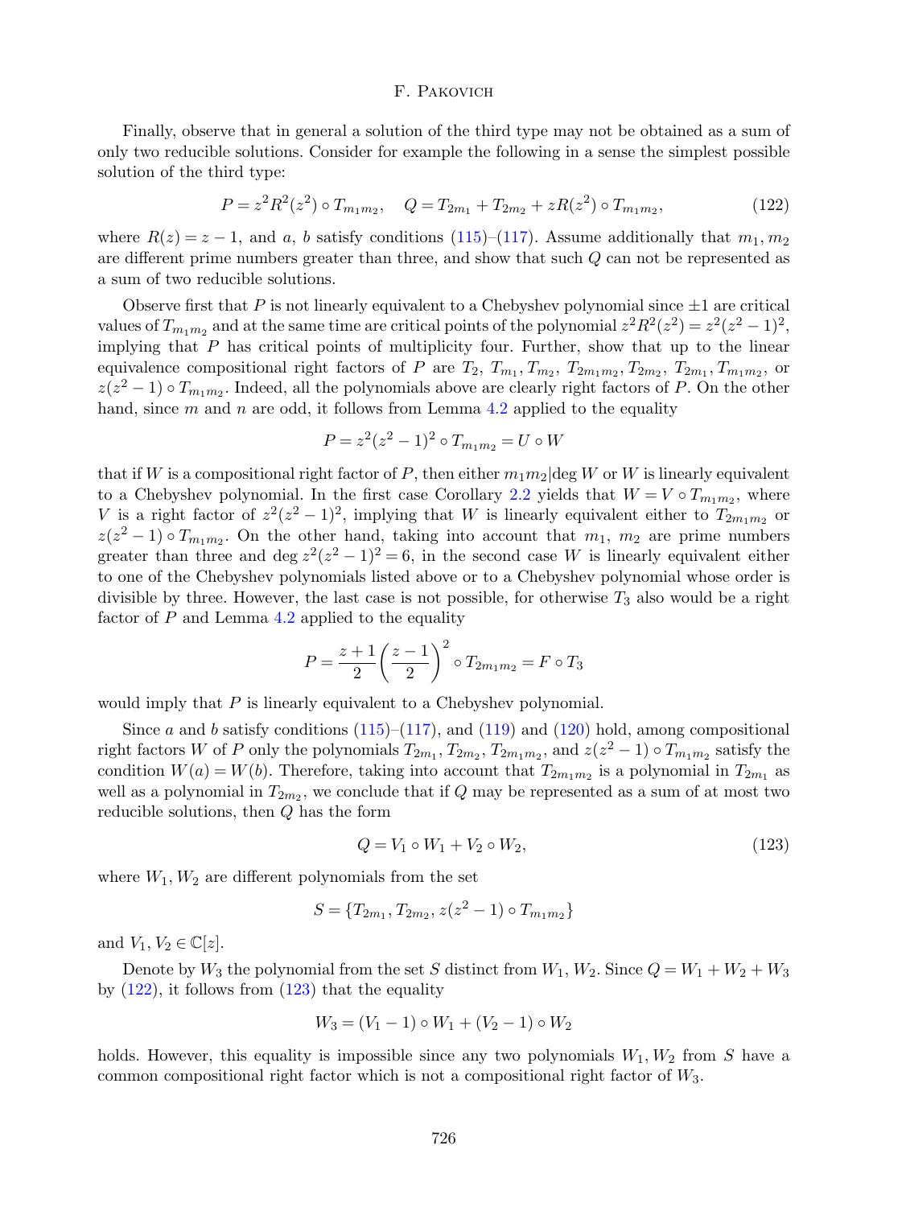Finally, observe that in general a solution of the third type may not be obtained as a sum of only two reducible solutions. Consider for example the following in a sense the simplest possible solution of the third type:

$$P = z^2R^2(z^2) \circ T_{m_1m_2}, \quad Q = T_{2m_1} + T_{2m_2} + zR(z^2) \circ T_{m_1m_2}, \tag{122}$$

where $R(z) = z - 1$, and $a$, $b$ satisfy conditions (115)–(117). Assume additionally that $m_1, m_2$ are different prime numbers greater than three, and show that such $Q$ can not be represented as a sum of two reducible solutions.

Observe first that $P$ is not linearly equivalent to a Chebyshev polynomial since $\pm 1$ are critical values of $T_{m_1m_2}$ and at the same time are critical points of the polynomial $z^2R^2(z^2) = z^2(z^2-1)^2$, implying that $P$ has critical points of multiplicity four. Further, show that up to the linear equivalence compositional right factors of $P$ are $T_2$, $T_{m_1}, T_{m_2}$, $T_{2m_1m_2}, T_{2m_2}$, $T_{2m_1}, T_{m_1m_2}$, or $z(z^2-1) \circ T_{m_1m_2}$. Indeed, all the polynomials above are clearly right factors of $P$. On the other hand, since $m$ and $n$ are odd, it follows from Lemma 4.2 applied to the equality

$$P = z^2(z^2-1)^2 \circ T_{m_1m_2} = U \circ W$$

that if $W$ is a compositional right factor of $P$, then either $m_1m_2 | \deg W$ or $W$ is linearly equivalent to a Chebyshev polynomial. In the first case Corollary 2.2 yields that $W = V \circ T_{m_1m_2}$, where $V$ is a right factor of $z^2(z^2-1)^2$, implying that $W$ is linearly equivalent either to $T_{2m_1m_2}$ or $z(z^2-1) \circ T_{m_1m_2}$. On the other hand, taking into account that $m_1$, $m_2$ are prime numbers greater than three and $\deg z^2(z^2-1)^2 = 6$, in the second case $W$ is linearly equivalent either to one of the Chebyshev polynomials listed above or to a Chebyshev polynomial whose order is divisible by three. However, the last case is not possible, for otherwise $T_3$ also would be a right factor of $P$ and Lemma 4.2 applied to the equality

$$P = \frac{z+1}{2}\left(\frac{z-1}{2}\right)^2 \circ T_{2m_1m_2} = F \circ T_3$$

would imply that $P$ is linearly equivalent to a Chebyshev polynomial.

Since $a$ and $b$ satisfy conditions (115)–(117), and (119) and (120) hold, among compositional right factors $W$ of $P$ only the polynomials $T_{2m_1}, T_{2m_2}, T_{2m_1m_2}$, and $z(z^2-1) \circ T_{m_1m_2}$ satisfy the condition $W(a) = W(b)$. Therefore, taking into account that $T_{2m_1m_2}$ is a polynomial in $T_{2m_1}$ as well as a polynomial in $T_{2m_2}$, we conclude that if $Q$ may be represented as a sum of at most two reducible solutions, then $Q$ has the form

$$Q = V_1 \circ W_1 + V_2 \circ W_2, \tag{123}$$

where $W_1, W_2$ are different polynomials from the set

$$S = \{T_{2m_1}, T_{2m_2}, z(z^2-1) \circ T_{m_1m_2}\}$$

and $V_1, V_2 \in \mathbb{C}[z]$.

Denote by $W_3$ the polynomial from the set $S$ distinct from $W_1, W_2$. Since $Q = W_1 + W_2 + W_3$ by (122), it follows from (123) that the equality

$$W_3 = (V_1 - 1) \circ W_1 + (V_2 - 1) \circ W_2$$

holds. However, this equality is impossible since any two polynomials $W_1, W_2$ from $S$ have a common compositional right factor which is not a compositional right factor of $W_3$.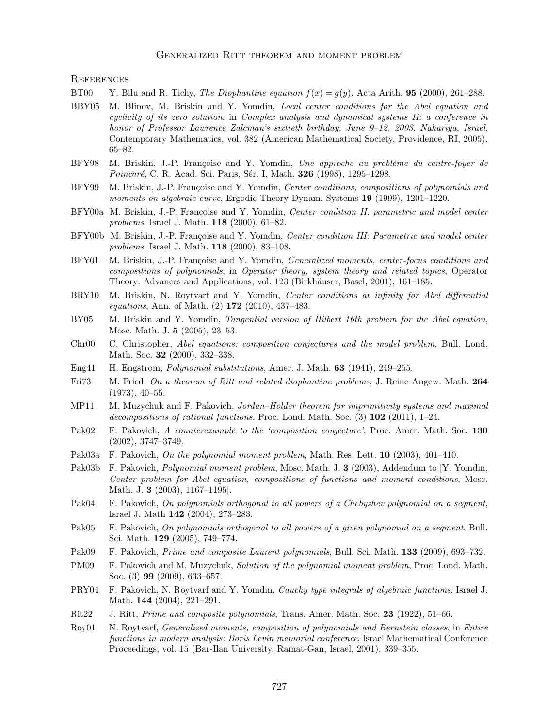## References

- BT00 Y. Bilu and R. Tichy, *The Diophantine equation $f(x) = g(y)$*, Acta Arith. **95** (2000), 261–288.
- BBY05 M. Blinov, M. Briskin and Y. Yomdin, *Local center conditions for the Abel equation and cyclicity of its zero solution*, in *Complex analysis and dynamical systems II: a conference in honor of Professor Lawrence Zalcman's sixtieth birthday, June 9–12, 2003, Nahariya, Israel*, Contemporary Mathematics, vol. 382 (American Mathematical Society, Providence, RI, 2005), 65–82.
- BFY98 M. Briskin, J.-P. Françoise and Y. Yomdin, *Une approche au problème du centre-foyer de Poincaré*, C. R. Acad. Sci. Paris, Sér. I, Math. **326** (1998), 1295–1298.
- BFY99 M. Briskin, J.-P. Françoise and Y. Yomdin, *Center conditions, compositions of polynomials and moments on algebraic curve*, Ergodic Theory Dynam. Systems **19** (1999), 1201–1220.
- BFY00a M. Briskin, J.-P. Françoise and Y. Yomdin, *Center condition II: parametric and model center problems*, Israel J. Math. **118** (2000), 61–82.
- BFY00b M. Briskin, J.-P. Françoise and Y. Yomdin, *Center condition III: Parametric and model center problems*, Israel J. Math. **118** (2000), 83–108.
- BFY01 M. Briskin, J.-P. Françoise and Y. Yomdin, *Generalized moments, center-focus conditions and compositions of polynomials*, in *Operator theory, system theory and related topics*, Operator Theory: Advances and Applications, vol. 123 (Birkhäuser, Basel, 2001), 161–185.
- BRY10 M. Briskin, N. Roytvarf and Y. Yomdin, *Center conditions at infinity for Abel differential equations*, Ann. of Math. (2) **172** (2010), 437–483.
- BY05 M. Briskin and Y. Yomdin, *Tangential version of Hilbert 16th problem for the Abel equation*, Mosc. Math. J. **5** (2005), 23–53.
- Chr00 C. Christopher, *Abel equations: composition conjectures and the model problem*, Bull. Lond. Math. Soc. **32** (2000), 332–338.
- Eng41 H. Engstrom, *Polynomial substitutions*, Amer. J. Math. **63** (1941), 249–255.
- Fri73 M. Fried, *On a theorem of Ritt and related diophantine problems*, J. Reine Angew. Math. **264** (1973), 40–55.
- MP11 M. Muzychuk and F. Pakovich, *Jordan–Holder theorem for imprimitivity systems and maximal decompositions of rational functions*, Proc. Lond. Math. Soc. (3) **102** (2011), 1–24.
- Pak02 F. Pakovich, *A counterexample to the 'composition conjecture'*, Proc. Amer. Math. Soc. **130** (2002), 3747–3749.
- Pak03a F. Pakovich, *On the polynomial moment problem*, Math. Res. Lett. **10** (2003), 401–410.
- Pak03b F. Pakovich, *Polynomial moment problem*, Mosc. Math. J. **3** (2003), Addendum to [Y. Yomdin, *Center problem for Abel equation, compositions of functions and moment conditions*, Mosc. Math. J. **3** (2003), 1167–1195].
- Pak04 F. Pakovich, *On polynomials orthogonal to all powers of a Chebyshev polynomial on a segment*, Israel J. Math **142** (2004), 273–283.
- Pak05 F. Pakovich, *On polynomials orthogonal to all powers of a given polynomial on a segment*, Bull. Sci. Math. **129** (2005), 749–774.
- Pak09 F. Pakovich, *Prime and composite Laurent polynomials*, Bull. Sci. Math. **133** (2009), 693–732.
- PM09 F. Pakovich and M. Muzychuk, *Solution of the polynomial moment problem*, Proc. Lond. Math. Soc. (3) **99** (2009), 633–657.
- PRY04 F. Pakovich, N. Roytvarf and Y. Yomdin, *Cauchy type integrals of algebraic functions*, Israel J. Math. **144** (2004), 221–291.
- Rit22 J. Ritt, *Prime and composite polynomials*, Trans. Amer. Math. Soc. **23** (1922), 51–66.
- Roy01 N. Roytvarf, *Generalized moments, composition of polynomials and Bernstein classes*, in *Entire functions in modern analysis: Boris Levin memorial conference*, Israel Mathematical Conference Proceedings, vol. 15 (Bar-Ilan University, Ramat-Gan, Israel, 2001), 339–355.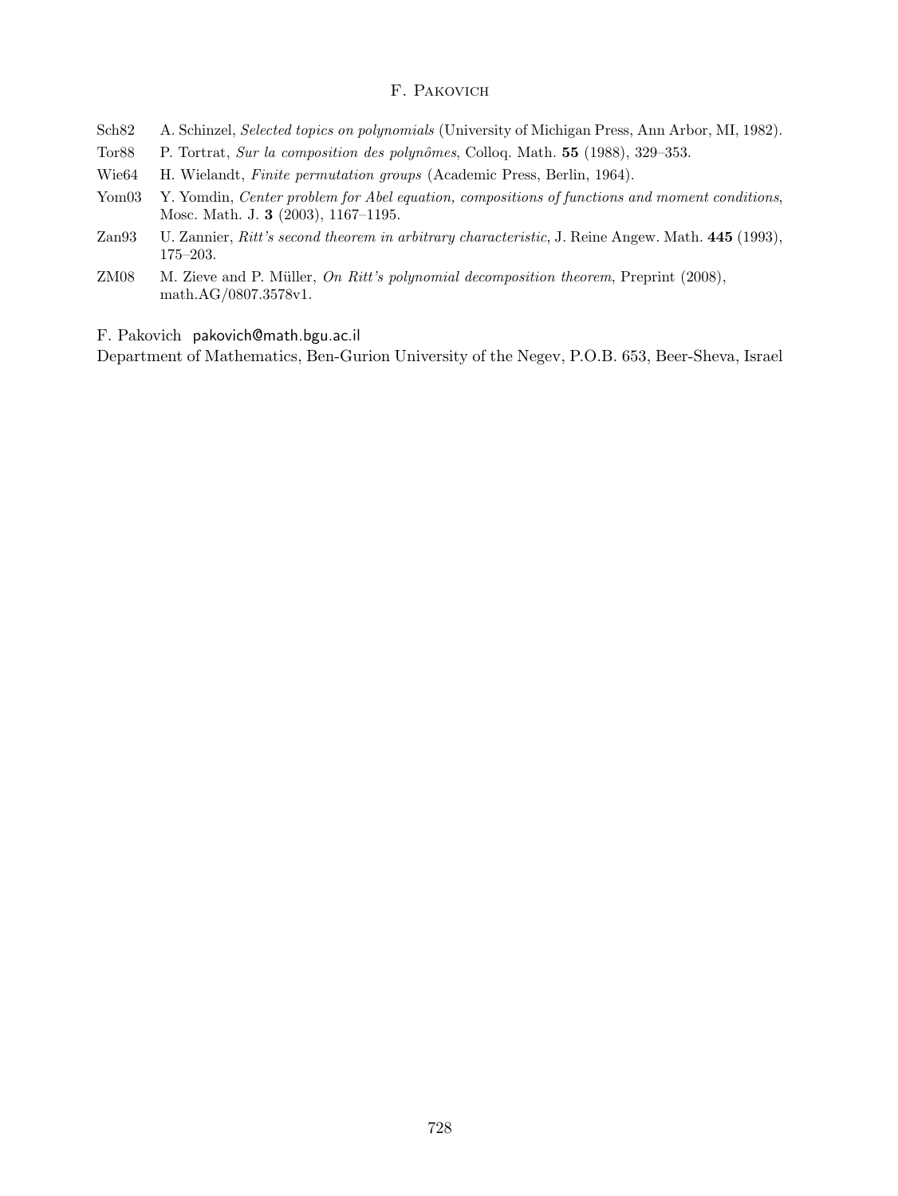Sch82 A. Schinzel, *Selected topics on polynomials* (University of Michigan Press, Ann Arbor, MI, 1982).

Tor88 P. Tortrat, *Sur la composition des polynômes*, Colloq. Math. **55** (1988), 329–353.

Wie64 H. Wielandt, *Finite permutation groups* (Academic Press, Berlin, 1964).

Yom03 Y. Yomdin, *Center problem for Abel equation, compositions of functions and moment conditions*, Mosc. Math. J. **3** (2003), 1167–1195.

Zan93 U. Zannier, *Ritt's second theorem in arbitrary characteristic*, J. Reine Angew. Math. **445** (1993), 175–203.

ZM08 M. Zieve and P. Müller, *On Ritt's polynomial decomposition theorem*, Preprint (2008), math.AG/0807.3578v1.

F. Pakovich pakovich@math.bgu.ac.il

Department of Mathematics, Ben-Gurion University of the Negev, P.O.B. 653, Beer-Sheva, Israel